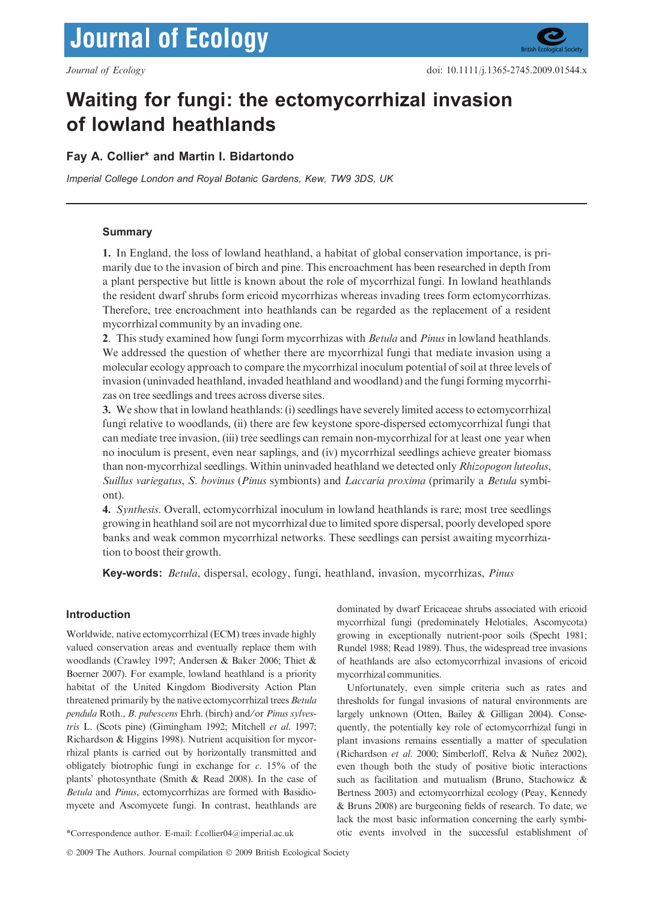# Waiting for fungi: the ectomycorrhizal invasion of lowland heathlands

**Fay A. Collier\* and Martin I. Bidartondo**

*Imperial College London and Royal Botanic Gardens, Kew, TW9 3DS, UK*

## Summary

**1.** In England, the loss of lowland heathland, a habitat of global conservation importance, is primarily due to the invasion of birch and pine. This encroachment has been researched in depth from a plant perspective but little is known about the role of mycorrhizal fungi. In lowland heathlands the resident dwarf shrubs form ericoid mycorrhizas whereas invading trees form ectomycorrhizas. Therefore, tree encroachment into heathlands can be regarded as the replacement of a resident mycorrhizal community by an invading one.

**2**. This study examined how fungi form mycorrhizas with *Betula* and *Pinus* in lowland heathlands. We addressed the question of whether there are mycorrhizal fungi that mediate invasion using a molecular ecology approach to compare the mycorrhizal inoculum potential of soil at three levels of invasion (uninvaded heathland, invaded heathland and woodland) and the fungi forming mycorrhizas on tree seedlings and trees across diverse sites.

**3.** We show that in lowland heathlands: (i) seedlings have severely limited access to ectomycorrhizal fungi relative to woodlands, (ii) there are few keystone spore-dispersed ectomycorrhizal fungi that can mediate tree invasion, (iii) tree seedlings can remain non-mycorrhizal for at least one year when no inoculum is present, even near saplings, and (iv) mycorrhizal seedlings achieve greater biomass than non-mycorrhizal seedlings. Within uninvaded heathland we detected only *Rhizopogon luteolus*, *Suillus variegatus*, *S. bovinus* (*Pinus* symbionts) and *Laccaria proxima* (primarily a *Betula* symbiont).

**4.** *Synthesis*. Overall, ectomycorrhizal inoculum in lowland heathlands is rare; most tree seedlings growing in heathland soil are not mycorrhizal due to limited spore dispersal, poorly developed spore banks and weak common mycorrhizal networks. These seedlings can persist awaiting mycorrhization to boost their growth.

**Key-words:** *Betula*, dispersal, ecology, fungi, heathland, invasion, mycorrhizas, *Pinus*

## Introduction

Worldwide, native ectomycorrhizal (ECM) trees invade highly valued conservation areas and eventually replace them with woodlands (Crawley 1997; Andersen & Baker 2006; Thiet & Boerner 2007). For example, lowland heathland is a priority habitat of the United Kingdom Biodiversity Action Plan threatened primarily by the native ectomycorrhizal trees *Betula pendula* Roth., *B. pubescens* Ehrh. (birch) and/or *Pinus sylvestris* L. (Scots pine) (Gimingham 1992; Mitchell *et al*. 1997; Richardson & Higgins 1998). Nutrient acquisition for mycorrhizal plants is carried out by horizontally transmitted and obligately biotrophic fungi in exchange for *c*. 15% of the plants' photosynthate (Smith & Read 2008). In the case of *Betula* and *Pinus*, ectomycorrhizas are formed with Basidiomycete and Ascomycete fungi. In contrast, heathlands are dominated by dwarf Ericaceae shrubs associated with ericoid mycorrhizal fungi (predominately Helotiales, Ascomycota) growing in exceptionally nutrient-poor soils (Specht 1981; Rundel 1988; Read 1989). Thus, the widespread tree invasions of heathlands are also ectomycorrhizal invasions of ericoid mycorrhizal communities.

Unfortunately, even simple criteria such as rates and thresholds for fungal invasions of natural environments are largely unknown (Otten, Bailey & Gilligan 2004). Consequently, the potentially key role of ectomycorrhizal fungi in plant invasions remains essentially a matter of speculation (Richardson *et al*. 2000; Simberloff, Relva & Nuñez 2002), even though both the study of positive biotic interactions such as facilitation and mutualism (Bruno, Stachowicz & Bertness 2003) and ectomycorrhizal ecology (Peay, Kennedy & Bruns 2008) are burgeoning fields of research. To date, we lack the most basic information concerning the early symbiotic events involved in the successful establishment of

\*Correspondence author. E-mail: f.collier04@imperial.ac.uk

© 2009 The Authors. Journal compilation © 2009 British Ecological Society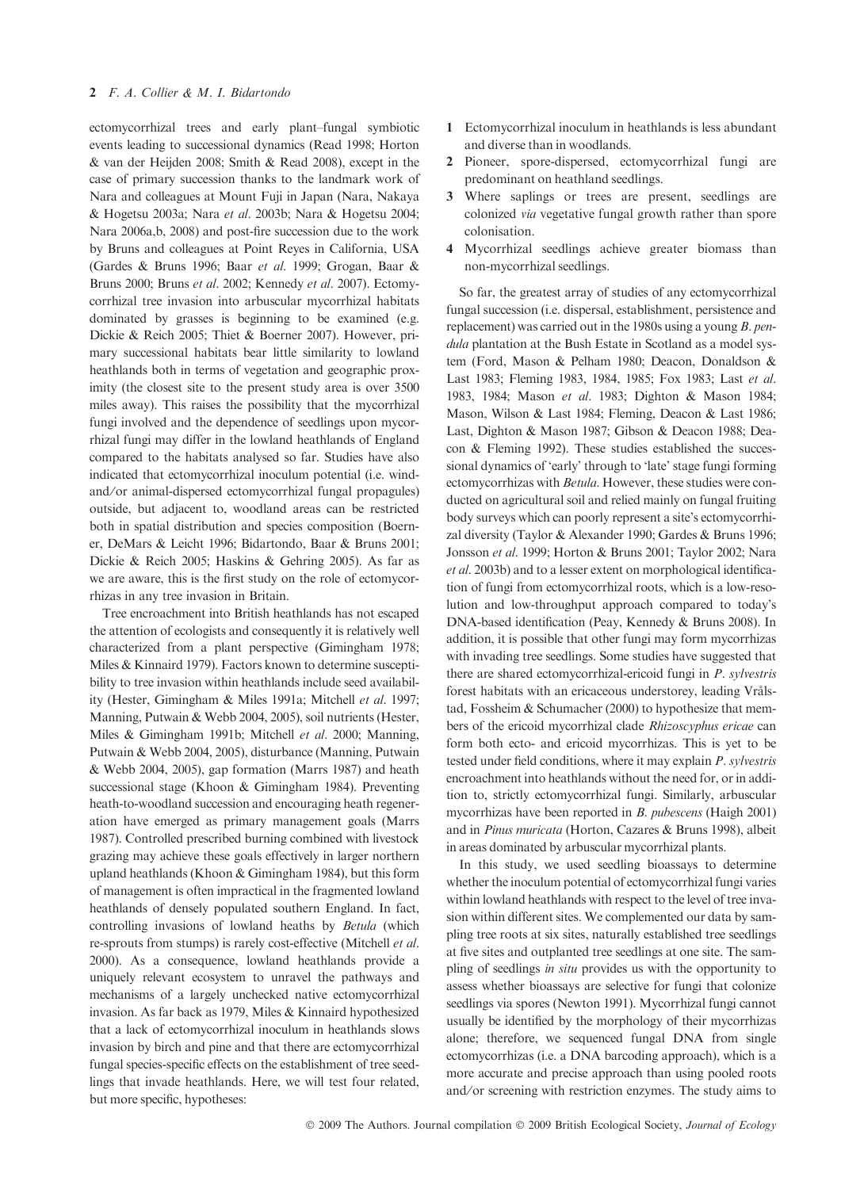ectomycorrhizal trees and early plant–fungal symbiotic events leading to successional dynamics (Read 1998; Horton & van der Heijden 2008; Smith & Read 2008), except in the case of primary succession thanks to the landmark work of Nara and colleagues at Mount Fuji in Japan (Nara, Nakaya & Hogetsu 2003a; Nara *et al*. 2003b; Nara & Hogetsu 2004; Nara 2006a,b, 2008) and post-fire succession due to the work by Bruns and colleagues at Point Reyes in California, USA (Gardes & Bruns 1996; Baar *et al*. 1999; Grogan, Baar & Bruns 2000; Bruns *et al*. 2002; Kennedy *et al*. 2007). Ectomycorrhizal tree invasion into arbuscular mycorrhizal habitats dominated by grasses is beginning to be examined (e.g. Dickie & Reich 2005; Thiet & Boerner 2007). However, primary successional habitats bear little similarity to lowland heathlands both in terms of vegetation and geographic proximity (the closest site to the present study area is over 3500 miles away). This raises the possibility that the mycorrhizal fungi involved and the dependence of seedlings upon mycorrhizal fungi may differ in the lowland heathlands of England compared to the habitats analysed so far. Studies have also indicated that ectomycorrhizal inoculum potential (i.e. wind- and/or animal-dispersed ectomycorrhizal fungal propagules) outside, but adjacent to, woodland areas can be restricted both in spatial distribution and species composition (Boerner, DeMars & Leicht 1996; Bidartondo, Baar & Bruns 2001; Dickie & Reich 2005; Haskins & Gehring 2005). As far as we are aware, this is the first study on the role of ectomycorrhizas in any tree invasion in Britain.

Tree encroachment into British heathlands has not escaped the attention of ecologists and consequently it is relatively well characterized from a plant perspective (Gimingham 1978; Miles & Kinnaird 1979). Factors known to determine susceptibility to tree invasion within heathlands include seed availability (Hester, Gimingham & Miles 1991a; Mitchell *et al*. 1997; Manning, Putwain & Webb 2004, 2005), soil nutrients (Hester, Miles & Gimingham 1991b; Mitchell *et al*. 2000; Manning, Putwain & Webb 2004, 2005), disturbance (Manning, Putwain & Webb 2004, 2005), gap formation (Marrs 1987) and heath successional stage (Khoon & Gimingham 1984). Preventing heath-to-woodland succession and encouraging heath regeneration have emerged as primary management goals (Marrs 1987). Controlled prescribed burning combined with livestock grazing may achieve these goals effectively in larger northern upland heathlands (Khoon & Gimingham 1984), but this form of management is often impractical in the fragmented lowland heathlands of densely populated southern England. In fact, controlling invasions of lowland heaths by *Betula* (which re-sprouts from stumps) is rarely cost-effective (Mitchell *et al*. 2000). As a consequence, lowland heathlands provide a uniquely relevant ecosystem to unravel the pathways and mechanisms of a largely unchecked native ectomycorrhizal invasion. As far back as 1979, Miles & Kinnaird hypothesized that a lack of ectomycorrhizal inoculum in heathlands slows invasion by birch and pine and that there are ectomycorrhizal fungal species-specific effects on the establishment of tree seedlings that invade heathlands. Here, we will test four related, but more specific, hypotheses:

1. Ectomycorrhizal inoculum in heathlands is less abundant and diverse than in woodlands.
2. Pioneer, spore-dispersed, ectomycorrhizal fungi are predominant on heathland seedlings.
3. Where saplings or trees are present, seedlings are colonized *via* vegetative fungal growth rather than spore colonisation.
4. Mycorrhizal seedlings achieve greater biomass than non-mycorrhizal seedlings.

So far, the greatest array of studies of any ectomycorrhizal fungal succession (i.e. dispersal, establishment, persistence and replacement) was carried out in the 1980s using a young *B. pendula* plantation at the Bush Estate in Scotland as a model system (Ford, Mason & Pelham 1980; Deacon, Donaldson & Last 1983; Fleming 1983, 1984, 1985; Fox 1983; Last *et al*. 1983, 1984; Mason *et al*. 1983; Dighton & Mason 1984; Mason, Wilson & Last 1984; Fleming, Deacon & Last 1986; Last, Dighton & Mason 1987; Gibson & Deacon 1988; Deacon & Fleming 1992). These studies established the successional dynamics of 'early' through to 'late' stage fungi forming ectomycorrhizas with *Betula*. However, these studies were conducted on agricultural soil and relied mainly on fungal fruiting body surveys which can poorly represent a site's ectomycorrhizal diversity (Taylor & Alexander 1990; Gardes & Bruns 1996; Jonsson *et al*. 1999; Horton & Bruns 2001; Taylor 2002; Nara *et al*. 2003b) and to a lesser extent on morphological identification of fungi from ectomycorrhizal roots, which is a low-resolution and low-throughput approach compared to today's DNA-based identification (Peay, Kennedy & Bruns 2008). In addition, it is possible that other fungi may form mycorrhizas with invading tree seedlings. Some studies have suggested that there are shared ectomycorrhizal-ericoid fungi in *P. sylvestris* forest habitats with an ericaceous understorey, leading Vrålstad, Fossheim & Schumacher (2000) to hypothesize that members of the ericoid mycorrhizal clade *Rhizoscyphus ericae* can form both ecto- and ericoid mycorrhizas. This is yet to be tested under field conditions, where it may explain *P. sylvestris* encroachment into heathlands without the need for, or in addition to, strictly ectomycorrhizal fungi. Similarly, arbuscular mycorrhizas have been reported in *B. pubescens* (Haigh 2001) and in *Pinus muricata* (Horton, Cazares & Bruns 1998), albeit in areas dominated by arbuscular mycorrhizal plants.

In this study, we used seedling bioassays to determine whether the inoculum potential of ectomycorrhizal fungi varies within lowland heathlands with respect to the level of tree invasion within different sites. We complemented our data by sampling tree roots at six sites, naturally established tree seedlings at five sites and outplanted tree seedlings at one site. The sampling of seedlings *in situ* provides us with the opportunity to assess whether bioassays are selective for fungi that colonize seedlings via spores (Newton 1991). Mycorrhizal fungi cannot usually be identified by the morphology of their mycorrhizas alone; therefore, we sequenced fungal DNA from single ectomycorrhizas (i.e. a DNA barcoding approach), which is a more accurate and precise approach than using pooled roots and/or screening with restriction enzymes. The study aims to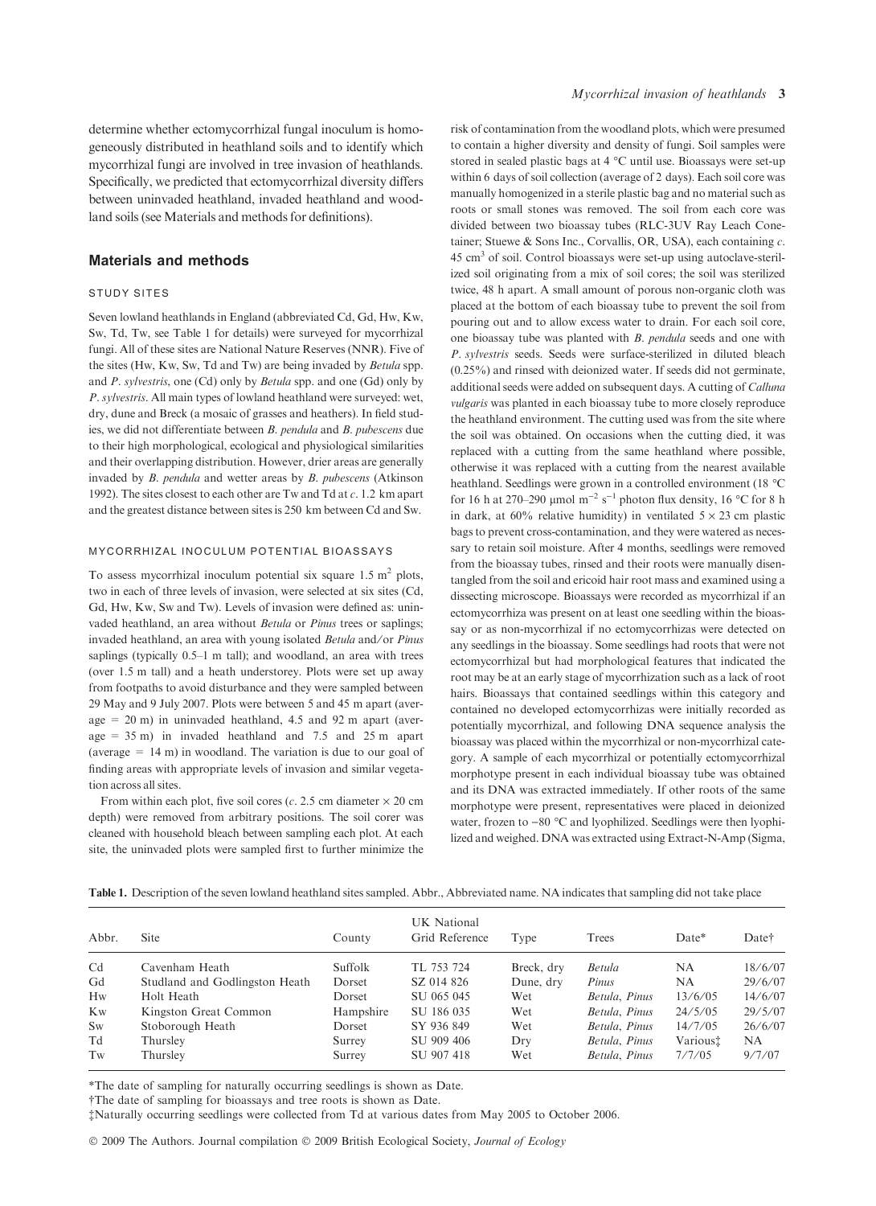determine whether ectomycorrhizal fungal inoculum is homogeneously distributed in heathland soils and to identify which mycorrhizal fungi are involved in tree invasion of heathlands. Specifically, we predicted that ectomycorrhizal diversity differs between uninvaded heathland, invaded heathland and woodland soils (see Materials and methods for definitions).

## Materials and methods

### STUDY SITES

Seven lowland heathlands in England (abbreviated Cd, Gd, Hw, Kw, Sw, Td, Tw, see Table 1 for details) were surveyed for mycorrhizal fungi. All of these sites are National Nature Reserves (NNR). Five of the sites (Hw, Kw, Sw, Td and Tw) are being invaded by *Betula* spp. and *P. sylvestris*, one (Cd) only by *Betula* spp. and one (Gd) only by *P. sylvestris*. All main types of lowland heathland were surveyed: wet, dry, dune and Breck (a mosaic of grasses and heathers). In field studies, we did not differentiate between *B. pendula* and *B. pubescens* due to their high morphological, ecological and physiological similarities and their overlapping distribution. However, drier areas are generally invaded by *B. pendula* and wetter areas by *B. pubescens* (Atkinson 1992). The sites closest to each other are Tw and Td at *c*. 1.2 km apart and the greatest distance between sites is 250 km between Cd and Sw.

### MYCORRHIZAL INOCULUM POTENTIAL BIOASSAYS

To assess mycorrhizal inoculum potential six square 1.5 $m^2$ plots, two in each of three levels of invasion, were selected at six sites (Cd, Gd, Hw, Kw, Sw and Tw). Levels of invasion were defined as: uninvaded heathland, an area without *Betula* or *Pinus* trees or saplings; invaded heathland, an area with young isolated *Betula* and/or *Pinus* saplings (typically 0.5–1 m tall); and woodland, an area with trees (over 1.5 m tall) and a heath understorey. Plots were set up away from footpaths to avoid disturbance and they were sampled between 29 May and 9 July 2007. Plots were between 5 and 45 m apart (average = 20 m) in uninvaded heathland, 4.5 and 92 m apart (average = 35 m) in invaded heathland and 7.5 and 25 m apart (average = 14 m) in woodland. The variation is due to our goal of finding areas with appropriate levels of invasion and similar vegetation across all sites.

From within each plot, five soil cores (*c*. 2.5 cm diameter × 20 cm depth) were removed from arbitrary positions. The soil corer was cleaned with household bleach between sampling each plot. At each site, the uninvaded plots were sampled first to further minimize the risk of contamination from the woodland plots, which were presumed to contain a higher diversity and density of fungi. Soil samples were stored in sealed plastic bags at 4 °C until use. Bioassays were set-up within 6 days of soil collection (average of 2 days). Each soil core was manually homogenized in a sterile plastic bag and no material such as roots or small stones was removed. The soil from each core was divided between two bioassay tubes (RLC-3UV Ray Leach Conetainer; Stuewe & Sons Inc., Corvallis, OR, USA), each containing *c*. 45 $cm^3$ of soil. Control bioassays were set-up using autoclave-sterilized soil originating from a mix of soil cores; the soil was sterilized twice, 48 h apart. A small amount of porous non-organic cloth was placed at the bottom of each bioassay tube to prevent the soil from pouring out and to allow excess water to drain. For each soil core, one bioassay tube was planted with *B. pendula* seeds and one with *P. sylvestris* seeds. Seeds were surface-sterilized in diluted bleach (0.25%) and rinsed with deionized water. If seeds did not germinate, additional seeds were added on subsequent days. A cutting of *Calluna vulgaris* was planted in each bioassay tube to more closely reproduce the heathland environment. The cutting used was from the site where the soil was obtained. On occasions when the cutting died, it was replaced with a cutting from the same heathland where possible, otherwise it was replaced with a cutting from the nearest available heathland. Seedlings were grown in a controlled environment (18 °C for 16 h at 270–290 μmol $m^{-2}$ $s^{-1}$ photon flux density, 16 °C for 8 h in dark, at 60% relative humidity) in ventilated 5 × 23 cm plastic bags to prevent cross-contamination, and they were watered as necessary to retain soil moisture. After 4 months, seedlings were removed from the bioassay tubes, rinsed and their roots were manually disentangled from the soil and ericoid hair root mass and examined using a dissecting microscope. Bioassays were recorded as mycorrhizal if an ectomycorrhiza was present on at least one seedling within the bioassay or as non-mycorrhizal if no ectomycorrhizas were detected on any seedlings in the bioassay. Some seedlings had roots that were not ectomycorrhizal but had morphological features that indicated the root may be at an early stage of mycorrhization such as a lack of root hairs. Bioassays that contained seedlings within this category and contained no developed ectomycorrhizas were initially recorded as potentially mycorrhizal, and following DNA sequence analysis the bioassay was placed within the mycorrhizal or non-mycorrhizal category. A sample of each mycorrhizal or potentially ectomycorrhizal morphotype present in each individual bioassay tube was obtained and its DNA was extracted immediately. If other roots of the same morphotype were present, representatives were placed in deionized water, frozen to −80 °C and lyophilized. Seedlings were then lyophilized and weighed. DNA was extracted using Extract-N-Amp (Sigma,

**Table 1.** Description of the seven lowland heathland sites sampled. Abbr., Abbreviated name. NA indicates that sampling did not take place

| Abbr. | Site | County | UK National Grid Reference | Type | Trees | Date* | Date† |
|---|---|---|---|---|---|---|---|
| Cd | Cavenham Heath | Suffolk | TL 753 724 | Breck, dry | *Betula* | NA | 18/6/07 |
| Gd | Studland and Godlingston Heath | Dorset | SZ 014 826 | Dune, dry | *Pinus* | NA | 29/6/07 |
| Hw | Holt Heath | Dorset | SU 065 045 | Wet | *Betula, Pinus* | 13/6/05 | 14/6/07 |
| Kw | Kingston Great Common | Hampshire | SU 186 035 | Wet | *Betula, Pinus* | 24/5/05 | 29/5/07 |
| Sw | Stoborough Heath | Dorset | SY 936 849 | Wet | *Betula, Pinus* | 14/7/05 | 26/6/07 |
| Td | Thursley | Surrey | SU 909 406 | Dry | *Betula, Pinus* | Various‡ | NA |
| Tw | Thursley | Surrey | SU 907 418 | Wet | *Betula, Pinus* | 7/7/05 | 9/7/07 |

*The date of sampling for naturally occurring seedlings is shown as Date.
†The date of sampling for bioassays and tree roots is shown as Date.
‡Naturally occurring seedlings were collected from Td at various dates from May 2005 to October 2006.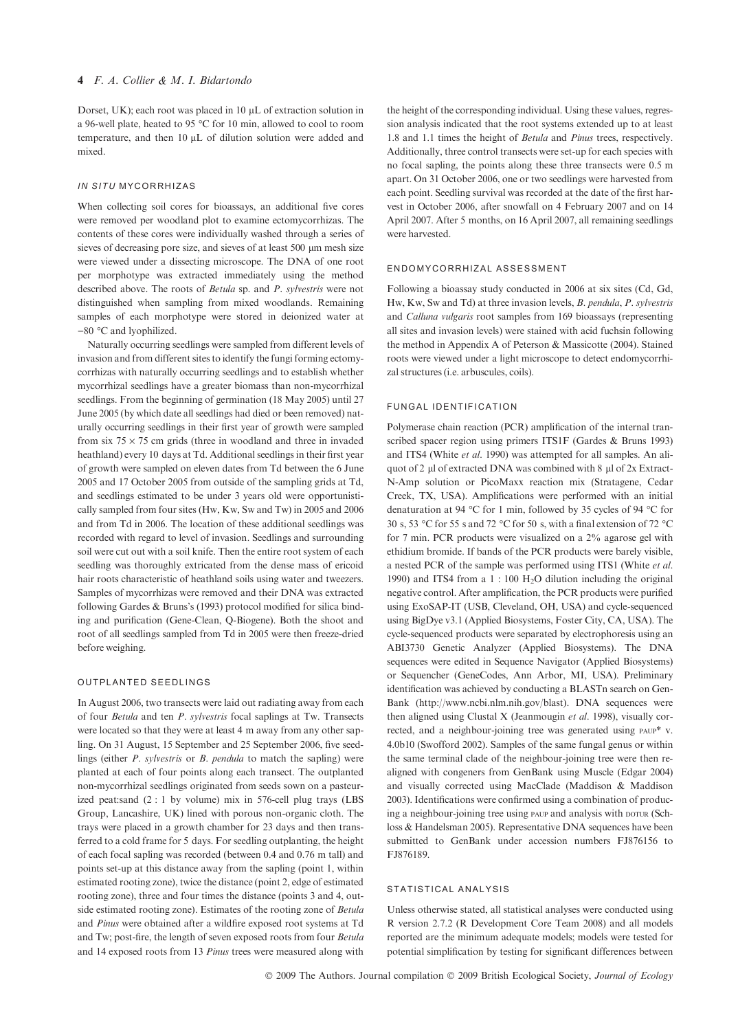Dorset, UK); each root was placed in 10 μL of extraction solution in a 96-well plate, heated to 95 °C for 10 min, allowed to cool to room temperature, and then 10 μL of dilution solution were added and mixed.

### IN SITU MYCORRHIZAS

When collecting soil cores for bioassays, an additional five cores were removed per woodland plot to examine ectomycorrhizas. The contents of these cores were individually washed through a series of sieves of decreasing pore size, and sieves of at least 500 μm mesh size were viewed under a dissecting microscope. The DNA of one root per morphotype was extracted immediately using the method described above. The roots of *Betula* sp. and *P. sylvestris* were not distinguished when sampling from mixed woodlands. Remaining samples of each morphotype were stored in deionized water at −80 °C and lyophilized.

Naturally occurring seedlings were sampled from different levels of invasion and from different sites to identify the fungi forming ectomycorrhizas with naturally occurring seedlings and to establish whether mycorrhizal seedlings have a greater biomass than non-mycorrhizal seedlings. From the beginning of germination (18 May 2005) until 27 June 2005 (by which date all seedlings had died or been removed) naturally occurring seedlings in their first year of growth were sampled from six 75 × 75 cm grids (three in woodland and three in invaded heathland) every 10 days at Td. Additional seedlings in their first year of growth were sampled on eleven dates from Td between the 6 June 2005 and 17 October 2005 from outside of the sampling grids at Td, and seedlings estimated to be under 3 years old were opportunistically sampled from four sites (Hw, Kw, Sw and Tw) in 2005 and 2006 and from Td in 2006. The location of these additional seedlings was recorded with regard to level of invasion. Seedlings and surrounding soil were cut out with a soil knife. Then the entire root system of each seedling was thoroughly extricated from the dense mass of ericoid hair roots characteristic of heathland soils using water and tweezers. Samples of mycorrhizas were removed and their DNA was extracted following Gardes & Bruns's (1993) protocol modified for silica binding and purification (Gene-Clean, Q-Biogene). Both the shoot and root of all seedlings sampled from Td in 2005 were then freeze-dried before weighing.

### OUTPLANTED SEEDLINGS

In August 2006, two transects were laid out radiating away from each of four *Betula* and ten *P. sylvestris* focal saplings at Tw. Transects were located so that they were at least 4 m away from any other sapling. On 31 August, 15 September and 25 September 2006, five seedlings (either *P. sylvestris* or *B. pendula* to match the sapling) were planted at each of four points along each transect. The outplanted non-mycorrhizal seedlings originated from seeds sown on a pasteurized peat:sand (2 : 1 by volume) mix in 576-cell plug trays (LBS Group, Lancashire, UK) lined with porous non-organic cloth. The trays were placed in a growth chamber for 23 days and then transferred to a cold frame for 5 days. For seedling outplanting, the height of each focal sapling was recorded (between 0.4 and 0.76 m tall) and points set-up at this distance away from the sapling (point 1, within estimated rooting zone), twice the distance (point 2, edge of estimated rooting zone), three and four times the distance (points 3 and 4, outside estimated rooting zone). Estimates of the rooting zone of *Betula* and *Pinus* were obtained after a wildfire exposed root systems at Td and Tw; post-fire, the length of seven exposed roots from four *Betula* and 14 exposed roots from 13 *Pinus* trees were measured along with the height of the corresponding individual. Using these values, regression analysis indicated that the root systems extended up to at least 1.8 and 1.1 times the height of *Betula* and *Pinus* trees, respectively. Additionally, three control transects were set-up for each species with no focal sapling, the points along these three transects were 0.5 m apart. On 31 October 2006, one or two seedlings were harvested from each point. Seedling survival was recorded at the date of the first harvest in October 2006, after snowfall on 4 February 2007 and on 14 April 2007. After 5 months, on 16 April 2007, all remaining seedlings were harvested.

### ENDOMYCORRHIZAL ASSESSMENT

Following a bioassay study conducted in 2006 at six sites (Cd, Gd, Hw, Kw, Sw and Td) at three invasion levels, *B. pendula*, *P. sylvestris* and *Calluna vulgaris* root samples from 169 bioassays (representing all sites and invasion levels) were stained with acid fuchsin following the method in Appendix A of Peterson & Massicotte (2004). Stained roots were viewed under a light microscope to detect endomycorrhizal structures (i.e. arbuscules, coils).

### FUNGAL IDENTIFICATION

Polymerase chain reaction (PCR) amplification of the internal transcribed spacer region using primers ITS1F (Gardes & Bruns 1993) and ITS4 (White *et al.* 1990) was attempted for all samples. An aliquot of 2 μl of extracted DNA was combined with 8 μl of 2x Extract-N-Amp solution or PicoMaxx reaction mix (Stratagene, Cedar Creek, TX, USA). Amplifications were performed with an initial denaturation at 94 °C for 1 min, followed by 35 cycles of 94 °C for 30 s, 53 °C for 55 s and 72 °C for 50 s, with a final extension of 72 °C for 7 min. PCR products were visualized on a 2% agarose gel with ethidium bromide. If bands of the PCR products were barely visible, a nested PCR of the sample was performed using ITS1 (White *et al.* 1990) and ITS4 from a 1 : 100 $H_2O$ dilution including the original negative control. After amplification, the PCR products were purified using ExoSAP-IT (USB, Cleveland, OH, USA) and cycle-sequenced using BigDye v3.1 (Applied Biosystems, Foster City, CA, USA). The cycle-sequenced products were separated by electrophoresis using an ABI3730 Genetic Analyzer (Applied Biosystems). The DNA sequences were edited in Sequence Navigator (Applied Biosystems) or Sequencher (GeneCodes, Ann Arbor, MI, USA). Preliminary identification was achieved by conducting a BLASTn search on GenBank (http://www.ncbi.nlm.nih.gov/blast). DNA sequences were then aligned using Clustal X (Jeanmougin *et al.* 1998), visually corrected, and a neighbour-joining tree was generated using PAUP* v. 4.0b10 (Swofford 2002). Samples of the same fungal genus or within the same terminal clade of the neighbour-joining tree were then realigned with congeners from GenBank using Muscle (Edgar 2004) and visually corrected using MacClade (Maddison & Maddison 2003). Identifications were confirmed using a combination of producing a neighbour-joining tree using PAUP and analysis with DOTUR (Schloss & Handelsman 2005). Representative DNA sequences have been submitted to GenBank under accession numbers FJ876156 to FJ876189.

### STATISTICAL ANALYSIS

Unless otherwise stated, all statistical analyses were conducted using R version 2.7.2 (R Development Core Team 2008) and all models reported are the minimum adequate models; models were tested for potential simplification by testing for significant differences between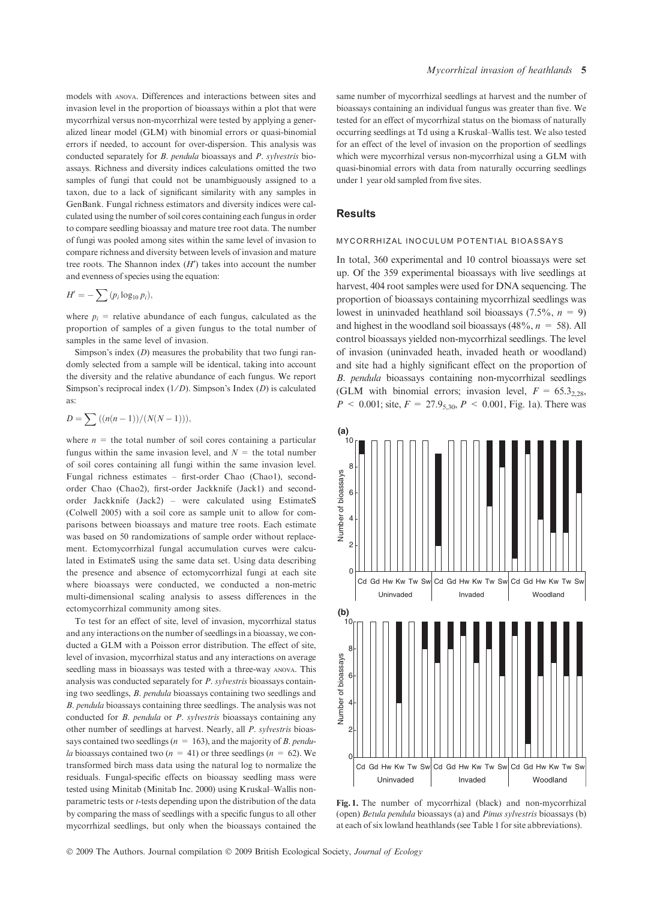models with ANOVA. Differences and interactions between sites and invasion level in the proportion of bioassays within a plot that were mycorrhizal versus non-mycorrhizal were tested by applying a generalized linear model (GLM) with binomial errors or quasi-binomial errors if needed, to account for over-dispersion. This analysis was conducted separately for *B. pendula* bioassays and *P. sylvestris* bioassays. Richness and diversity indices calculations omitted the two samples of fungi that could not be unambiguously assigned to a taxon, due to a lack of significant similarity with any samples in GenBank. Fungal richness estimators and diversity indices were calculated using the number of soil cores containing each fungus in order to compare seedling bioassay and mature tree root data. The number of fungi was pooled among sites within the same level of invasion to compare richness and diversity between levels of invasion and mature tree roots. The Shannon index ($H'$) takes into account the number and evenness of species using the equation:

$$H' = -\sum (p_i \log_{10} p_i),$$

where $p_i$ = relative abundance of each fungus, calculated as the proportion of samples of a given fungus to the total number of samples in the same level of invasion.

Simpson's index ($D$) measures the probability that two fungi randomly selected from a sample will be identical, taking into account the diversity and the relative abundance of each fungus. We report Simpson's reciprocal index ($1/D$). Simpson's Index ($D$) is calculated as:

$$D = \sum ((n(n-1))/(N(N-1))),$$

where $n$ = the total number of soil cores containing a particular fungus within the same invasion level, and $N$ = the total number of soil cores containing all fungi within the same invasion level. Fungal richness estimates – first-order Chao (Chao1), second-order Chao (Chao2), first-order Jackknife (Jack1) and second-order Jackknife (Jack2) – were calculated using EstimateS (Colwell 2005) with a soil core as sample unit to allow for comparisons between bioassays and mature tree roots. Each estimate was based on 50 randomizations of sample order without replacement. Ectomycorrhizal fungal accumulation curves were calculated in EstimateS using the same data set. Using data describing the presence and absence of ectomycorrhizal fungi at each site where bioassays were conducted, we conducted a non-metric multi-dimensional scaling analysis to assess differences in the ectomycorrhizal community among sites.

To test for an effect of site, level of invasion, mycorrhizal status and any interactions on the number of seedlings in a bioassay, we conducted a GLM with a Poisson error distribution. The effect of site, level of invasion, mycorrhizal status and any interactions on average seedling mass in bioassays was tested with a three-way ANOVA. This analysis was conducted separately for *P. sylvestris* bioassays containing two seedlings, *B. pendula* bioassays containing two seedlings and *B. pendula* bioassays containing three seedlings. The analysis was not conducted for *B. pendula* or *P. sylvestris* bioassays containing any other number of seedlings at harvest. Nearly, all *P. sylvestris* bioassays contained two seedlings ($n$ = 163), and the majority of *B. pendula* bioassays contained two ($n$ = 41) or three seedlings ($n$ = 62). We transformed birch mass data using the natural log to normalize the residuals. Fungal-specific effects on bioassay seedling mass were tested using Minitab (Minitab Inc. 2000) using Kruskal–Wallis non-parametric tests or $t$-tests depending upon the distribution of the data by comparing the mass of seedlings with a specific fungus to all other mycorrhizal seedlings, but only when the bioassays contained the same number of mycorrhizal seedlings at harvest and the number of bioassays containing an individual fungus was greater than five. We tested for an effect of mycorrhizal status on the biomass of naturally occurring seedlings at Td using a Kruskal–Wallis test. We also tested for an effect of the level of invasion on the proportion of seedlings which were mycorrhizal versus non-mycorrhizal using a GLM with quasi-binomial errors with data from naturally occurring seedlings under 1 year old sampled from five sites.

## Results

### MYCORRHIZAL INOCULUM POTENTIAL BIOASSAYS

In total, 360 experimental and 10 control bioassays were set up. Of the 359 experimental bioassays with live seedlings at harvest, 404 root samples were used for DNA sequencing. The proportion of bioassays containing mycorrhizal seedlings was lowest in uninvaded heathland soil bioassays (7.5%, $n$ = 9) and highest in the woodland soil bioassays (48%, $n$ = 58). All control bioassays yielded non-mycorrhizal seedlings. The level of invasion (uninvaded heath, invaded heath or woodland) and site had a highly significant effect on the proportion of *B. pendula* bioassays containing non-mycorrhizal seedlings (GLM with binomial errors; invasion level, $F = 65.3_{2,28}$, $P < 0.001$; site, $F = 27.9_{5,30}$, $P < 0.001$, Fig. 1a). There was

**Fig. 1.** The number of mycorrhizal (black) and non-mycorrhizal (open) *Betula pendula* bioassays (a) and *Pinus sylvestris* bioassays (b) at each of six lowland heathlands (see Table 1 for site abbreviations).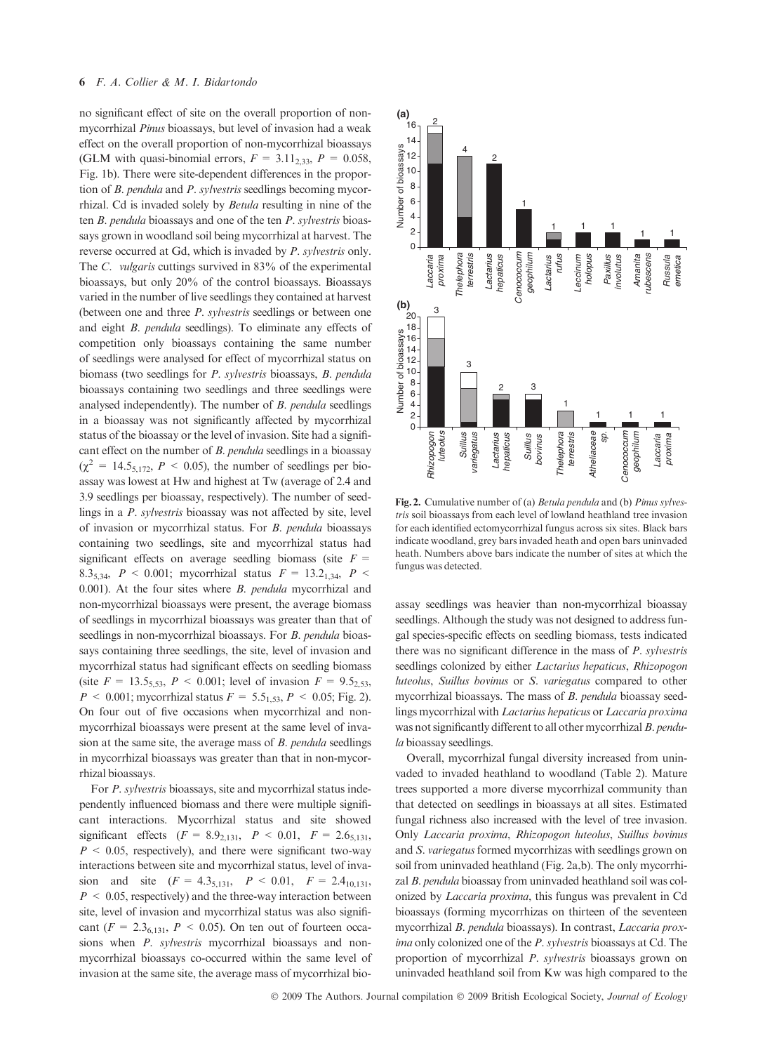no significant effect of site on the overall proportion of non-mycorrhizal *Pinus* bioassays, but level of invasion had a weak effect on the overall proportion of non-mycorrhizal bioassays (GLM with quasi-binomial errors, $F = 3.11_{2,33}$, $P = 0.058$, Fig. 1b). There were site-dependent differences in the proportion of *B. pendula* and *P. sylvestris* seedlings becoming mycorrhizal. Cd is invaded solely by *Betula* resulting in nine of the ten *B. pendula* bioassays and one of the ten *P. sylvestris* bioassays grown in woodland soil being mycorrhizal at harvest. The reverse occurred at Gd, which is invaded by *P. sylvestris* only. The *C. vulgaris* cuttings survived in 83% of the experimental bioassays, but only 20% of the control bioassays. Bioassays varied in the number of live seedlings they contained at harvest (between one and three *P. sylvestris* seedlings or between one and eight *B. pendula* seedlings). To eliminate any effects of competition only bioassays containing the same number of seedlings were analysed for effect of mycorrhizal status on biomass (two seedlings for *P. sylvestris* bioassays, *B. pendula* bioassays containing two seedlings and three seedlings were analysed independently). The number of *B. pendula* seedlings in a bioassay was not significantly affected by mycorrhizal status of the bioassay or the level of invasion. Site had a significant effect on the number of *B. pendula* seedlings in a bioassay ($\chi^2 = 14.5_{5,172}$, $P < 0.05$), the number of seedlings per bioassay was lowest at Hw and highest at Tw (average of 2.4 and 3.9 seedlings per bioassay, respectively). The number of seedlings in a *P. sylvestris* bioassay was not affected by site, level of invasion or mycorrhizal status. For *B. pendula* bioassays containing two seedlings, site and mycorrhizal status had significant effects on average seedling biomass (site $F = 8.3_{5,34}$, $P < 0.001$; mycorrhizal status $F = 13.2_{1,34}$, $P < 0.001$). At the four sites where *B. pendula* mycorrhizal and non-mycorrhizal bioassays were present, the average biomass of seedlings in mycorrhizal bioassays was greater than that of seedlings in non-mycorrhizal bioassays. For *B. pendula* bioassays containing three seedlings, the site, level of invasion and mycorrhizal status had significant effects on seedling biomass (site $F = 13.5_{5,53}$, $P < 0.001$; level of invasion $F = 9.5_{2,53}$, $P < 0.001$; mycorrhizal status $F = 5.5_{1,53}$, $P < 0.05$; Fig. 2). On four out of five occasions when mycorrhizal and non-mycorrhizal bioassays were present at the same level of invasion at the same site, the average mass of *B. pendula* seedlings in mycorrhizal bioassays was greater than that in non-mycorrhizal bioassays.

For *P. sylvestris* bioassays, site and mycorrhizal status independently influenced biomass and there were multiple significant interactions. Mycorrhizal status and site showed significant effects ($F = 8.9_{2,131}$, $P < 0.01$, $F = 2.6_{5,131}$, $P < 0.05$, respectively), and there were significant two-way interactions between site and mycorrhizal status, level of invasion and site ($F = 4.3_{5,131}$, $P < 0.01$, $F = 2.4_{10,131}$, $P < 0.05$, respectively) and the three-way interaction between site, level of invasion and mycorrhizal status was also significant ($F = 2.3_{6,131}$, $P < 0.05$). On ten out of fourteen occasions when *P. sylvestris* mycorrhizal bioassays and non-mycorrhizal bioassays co-occurred within the same level of invasion at the same site, the average mass of mycorrhizal bioassay seedlings was heavier than non-mycorrhizal bioassay seedlings. Although the study was not designed to address fungal species-specific effects on seedling biomass, tests indicated there was no significant difference in the mass of *P. sylvestris* seedlings colonized by either *Lactarius hepaticus*, *Rhizopogon luteolus*, *Suillus bovinus* or *S. variegatus* compared to other mycorrhizal bioassays. The mass of *B. pendula* bioassay seedlings mycorrhizal with *Lactarius hepaticus* or *Laccaria proxima* was not significantly different to all other mycorrhizal *B. pendula* bioassay seedlings.

**Fig. 2.** Cumulative number of (a) *Betula pendula* and (b) *Pinus sylvestris* soil bioassays from each level of lowland heathland tree invasion for each identified ectomycorrhizal fungus across six sites. Black bars indicate woodland, grey bars invaded heath and open bars uninvaded heath. Numbers above bars indicate the number of sites at which the fungus was detected.

Overall, mycorrhizal fungal diversity increased from uninvaded to invaded heathland to woodland (Table 2). Mature trees supported a more diverse mycorrhizal community than that detected on seedlings in bioassays at all sites. Estimated fungal richness also increased with the level of tree invasion. Only *Laccaria proxima*, *Rhizopogon luteolus*, *Suillus bovinus* and *S. variegatus* formed mycorrhizas with seedlings grown on soil from uninvaded heathland (Fig. 2a,b). The only mycorrhizal *B. pendula* bioassay from uninvaded heathland soil was colonized by *Laccaria proxima*, this fungus was prevalent in Cd bioassays (forming mycorrhizas on thirteen of the seventeen mycorrhizal *B. pendula* bioassays). In contrast, *Laccaria proxima* only colonized one of the *P. sylvestris* bioassays at Cd. The proportion of mycorrhizal *P. sylvestris* bioassays grown on uninvaded heathland soil from Kw was high compared to the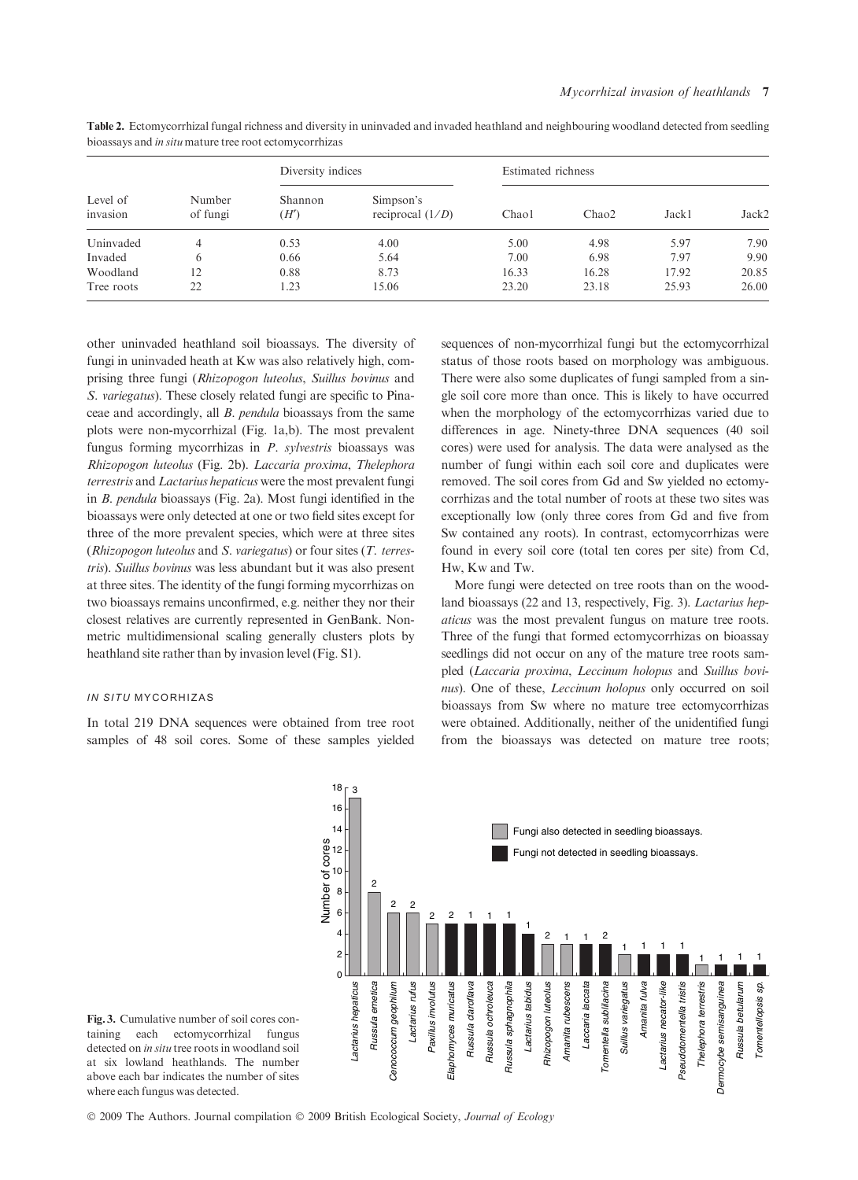**Table 2.** Ectomycorrhizal fungal richness and diversity in uninvaded and invaded heathland and neighbouring woodland detected from seedling bioassays and *in situ* mature tree root ectomycorrhizas

| Level of invasion | Number of fungi | Diversity indices | | Estimated richness | | | |
|---|---|---|---|---|---|---|---|
| | | Shannon ($H'$) | Simpson's reciprocal ($1/D$) | Chao1 | Chao2 | Jack1 | Jack2 |
| Uninvaded | 4 | 0.53 | 4.00 | 5.00 | 4.98 | 5.97 | 7.90 |
| Invaded | 6 | 0.66 | 5.64 | 7.00 | 6.98 | 7.97 | 9.90 |
| Woodland | 12 | 0.88 | 8.73 | 16.33 | 16.28 | 17.92 | 20.85 |
| Tree roots | 22 | 1.23 | 15.06 | 23.20 | 23.18 | 25.93 | 26.00 |

other uninvaded heathland soil bioassays. The diversity of fungi in uninvaded heath at Kw was also relatively high, comprising three fungi (*Rhizopogon luteolus*, *Suillus bovinus* and *S. variegatus*). These closely related fungi are specific to Pinaceae and accordingly, all *B. pendula* bioassays from the same plots were non-mycorrhizal (Fig. 1a,b). The most prevalent fungus forming mycorrhizas in *P. sylvestris* bioassays was *Rhizopogon luteolus* (Fig. 2b). *Laccaria proxima*, *Thelephora terrestris* and *Lactarius hepaticus* were the most prevalent fungi in *B. pendula* bioassays (Fig. 2a). Most fungi identified in the bioassays were only detected at one or two field sites except for three of the more prevalent species, which were at three sites (*Rhizopogon luteolus* and *S. variegatus*) or four sites (*T. terrestris*). *Suillus bovinus* was less abundant but it was also present at three sites. The identity of the fungi forming mycorrhizas on two bioassays remains unconfirmed, e.g. neither they nor their closest relatives are currently represented in GenBank. Non-metric multidimensional scaling generally clusters plots by heathland site rather than by invasion level (Fig. S1).

### *IN SITU* MYCORHIZAS

In total 219 DNA sequences were obtained from tree root samples of 48 soil cores. Some of these samples yielded sequences of non-mycorrhizal fungi but the ectomycorrhizal status of those roots based on morphology was ambiguous. There were also some duplicates of fungi sampled from a single soil core more than once. This is likely to have occurred when the morphology of the ectomycorrhizas varied due to differences in age. Ninety-three DNA sequences (40 soil cores) were used for analysis. The data were analysed as the number of fungi within each soil core and duplicates were removed. The soil cores from Gd and Sw yielded no ectomycorrhizas and the total number of roots at these two sites was exceptionally low (only three cores from Gd and five from Sw contained any roots). In contrast, ectomycorrhizas were found in every soil core (total ten cores per site) from Cd, Hw, Kw and Tw.

More fungi were detected on tree roots than on the woodland bioassays (22 and 13, respectively, Fig. 3). *Lactarius hepaticus* was the most prevalent fungus on mature tree roots. Three of the fungi that formed ectomycorrhizas on bioassay seedlings did not occur on any of the mature tree roots sampled (*Laccaria proxima*, *Leccinum holopus* and *Suillus bovinus*). One of these, *Leccinum holopus* only occurred on soil bioassays from Sw where no mature tree ectomycorrhizas were obtained. Additionally, neither of the unidentified fungi from the bioassays was detected on mature tree roots;

**Fig. 3.** Cumulative number of soil cores containing each ectomycorrhizal fungus detected on *in situ* tree roots in woodland soil at six lowland heathlands. The number above each bar indicates the number of sites where each fungus was detected.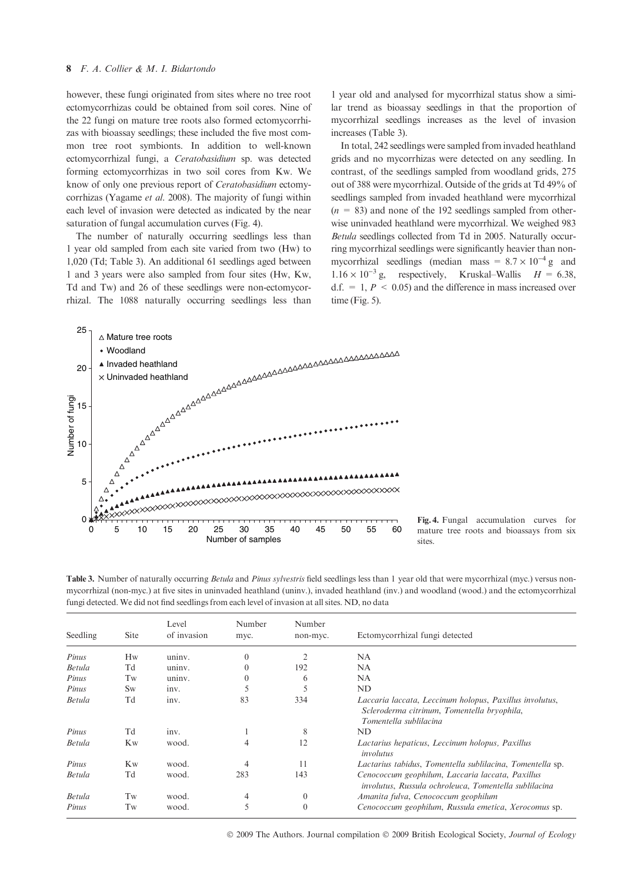however, these fungi originated from sites where no tree root ectomycorrhizas could be obtained from soil cores. Nine of the 22 fungi on mature tree roots also formed ectomycorrhizas with bioassay seedlings; these included the five most common tree root symbionts. In addition to well-known ectomycorrhizal fungi, a *Ceratobasidium* sp. was detected forming ectomycorrhizas in two soil cores from Kw. We know of only one previous report of *Ceratobasidium* ectomycorrhizas (Yagame *et al.* 2008). The majority of fungi within each level of invasion were detected as indicated by the near saturation of fungal accumulation curves (Fig. 4).

The number of naturally occurring seedlings less than 1 year old sampled from each site varied from two (Hw) to 1,020 (Td; Table 3). An additional 61 seedlings aged between 1 and 3 years were also sampled from four sites (Hw, Kw, Td and Tw) and 26 of these seedlings were non-ectomycorrhizal. The 1088 naturally occurring seedlings less than 1 year old and analysed for mycorrhizal status show a similar trend as bioassay seedlings in that the proportion of mycorrhizal seedlings increases as the level of invasion increases (Table 3).

In total, 242 seedlings were sampled from invaded heathland grids and no mycorrhizas were detected on any seedling. In contrast, of the seedlings sampled from woodland grids, 275 out of 388 were mycorrhizal. Outside of the grids at Td 49% of seedlings sampled from invaded heathland were mycorrhizal ($n = 83$) and none of the 192 seedlings sampled from otherwise uninvaded heathland were mycorrhizal. We weighed 983 *Betula* seedlings collected from Td in 2005. Naturally occurring mycorrhizal seedlings were significantly heavier than non-mycorrhizal seedlings (median mass = $8.7 \times 10^{-4}$ g and $1.16 \times 10^{-3}$ g, respectively, Kruskal–Wallis $H = 6.38$, d.f. = 1, $P < 0.05$) and the difference in mass increased over time (Fig. 5).

**Fig. 4.** Fungal accumulation curves for mature tree roots and bioassays from six sites.

**Table 3.** Number of naturally occurring *Betula* and *Pinus sylvestris* field seedlings less than 1 year old that were mycorrhizal (myc.) versus non-mycorrhizal (non-myc.) at five sites in uninvaded heathland (uninv.), invaded heathland (inv.) and woodland (wood.) and the ectomycorrhizal fungi detected. We did not find seedlings from each level of invasion at all sites. ND, no data

| Seedling | Site | Level of invasion | Number myc. | Number non-myc. | Ectomycorrhizal fungi detected |
|---|---|---|---|---|---|
| *Pinus* | Hw | uninv. | 0 | 2 | NA |
| *Betula* | Td | uninv. | 0 | 192 | NA |
| *Pinus* | Tw | uninv. | 0 | 6 | NA |
| *Pinus* | Sw | inv. | 5 | 5 | ND |
| *Betula* | Td | inv. | 83 | 334 | *Laccaria laccata, Leccinum holopus, Paxillus involutus, Scleroderma citrinum, Tomentella bryophila, Tomentella sublilacina* |
| *Pinus* | Td | inv. | 1 | 8 | ND |
| *Betula* | Kw | wood. | 4 | 12 | *Lactarius hepaticus, Leccinum holopus, Paxillus involutus* |
| *Pinus* | Kw | wood. | 4 | 11 | *Lactarius tabidus, Tomentella sublilacina, Tomentella* sp. |
| *Betula* | Td | wood. | 283 | 143 | *Cenococcum geophilum, Laccaria laccata, Paxillus involutus, Russula ochroleuca, Tomentella sublilacina* |
| *Betula* | Tw | wood. | 4 | 0 | *Amanita fulva, Cenococcum geophilum* |
| *Pinus* | Tw | wood. | 5 | 0 | *Cenococcum geophilum, Russula emetica, Xerocomus* sp. |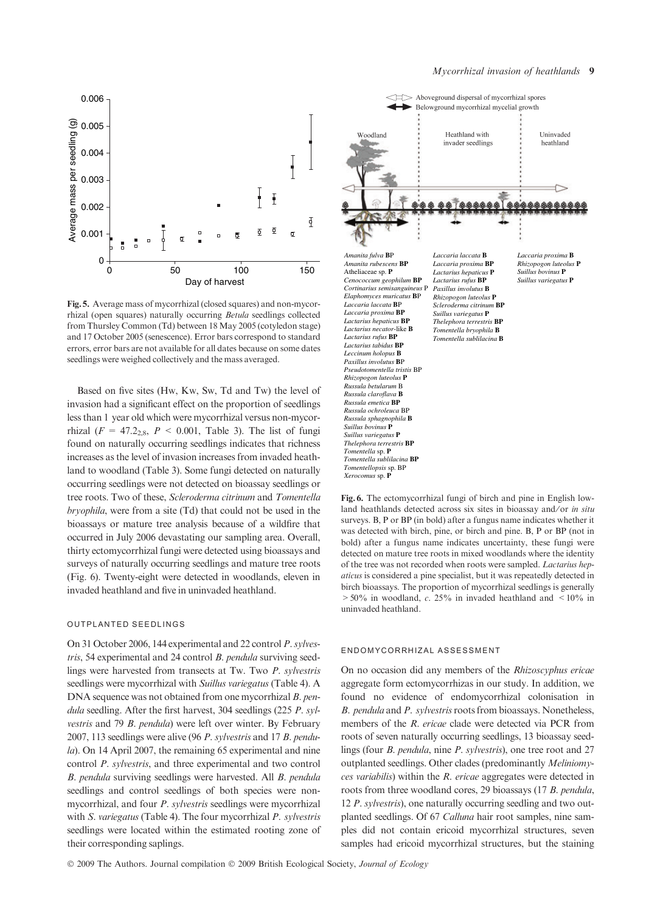**Fig. 5.** Average mass of mycorrhizal (closed squares) and non-mycorrhizal (open squares) naturally occurring *Betula* seedlings collected from Thursley Common (Td) between 18 May 2005 (cotyledon stage) and 17 October 2005 (senescence). Error bars correspond to standard errors, error bars are not available for all dates because on some dates seedlings were weighed collectively and the mass averaged.

Based on five sites (Hw, Kw, Sw, Td and Tw) the level of invasion had a significant effect on the proportion of seedlings less than 1 year old which were mycorrhizal versus non-mycorrhizal ($F = 47.2_{2,8}$, $P < 0.001$, Table 3). The list of fungi found on naturally occurring seedlings indicates that richness increases as the level of invasion increases from invaded heathland to woodland (Table 3). Some fungi detected on naturally occurring seedlings were not detected on bioassay seedlings or tree roots. Two of these, *Scleroderma citrinum* and *Tomentella bryophila*, were from a site (Td) that could not be used in the bioassays or mature tree analysis because of a wildfire that occurred in July 2006 devastating our sampling area. Overall, thirty ectomycorrhizal fungi were detected using bioassays and surveys of naturally occurring seedlings and mature tree roots (Fig. 6). Twenty-eight were detected in woodlands, eleven in invaded heathland and five in uninvaded heathland.

### OUTPLANTED SEEDLINGS

On 31 October 2006, 144 experimental and 22 control *P. sylvestris*, 54 experimental and 24 control *B. pendula* surviving seedlings were harvested from transects at Tw. Two *P. sylvestris* seedlings were mycorrhizal with *Suillus variegatus* (Table 4). A DNA sequence was not obtained from one mycorrhizal *B. pendula* seedling. After the first harvest, 304 seedlings (225 *P. sylvestris* and 79 *B. pendula*) were left over winter. By February 2007, 113 seedlings were alive (96 *P. sylvestris* and 17 *B. pendula*). On 14 April 2007, the remaining 65 experimental and nine control *P. sylvestris*, and three experimental and two control *B. pendula* surviving seedlings were harvested. All *B. pendula* seedlings and control seedlings of both species were non-mycorrhizal, and four *P. sylvestris* seedlings were mycorrhizal with *S. variegatus* (Table 4). The four mycorrhizal *P. sylvestris* seedlings were located within the estimated rooting zone of their corresponding saplings.

Aboveground dispersal of mycorrhizal spores
Belowground mycorrhizal mycelial growth

| Woodland | Heathland with invader seedlings | Uninvaded heathland |
|---|---|---|
| *Amanita fulva* **B**P | *Laccaria laccata* **B** | *Laccaria proxima* **B** |
| *Amanita rubescens* **BP** | *Laccaria proxima* **BP** | *Rhizopogon luteolus* **P** |
| Atheliaceae sp. **P** | *Lactarius hepaticus* **P** | *Suillus bovinus* **P** |
| *Cenococcum geophilum* **BP** | *Lactarius rufus* **BP** | *Suillus variegatus* **P** |
| *Cortinarius semisanguineus* P | *Paxillus involutus* **B** | |
| *Elaphomyces muricatus* **B**P | *Rhizopogon luteolus* **P** | |
| *Laccaria laccata* **B**P | *Scleroderma citrinum* **BP** | |
| *Laccaria proxima* **BP** | *Suillus variegatus* **P** | |
| *Lactarius hepaticus* **BP** | *Thelephora terrestris* **BP** | |
| *Lactarius necator*-like **B** | *Tomentella bryophila* **B** | |
| *Lactarius rufus* **BP** | *Tomentella sublilacina* **B** | |
| *Lactarius tabidus* **BP** | | |
| *Leccinum holopus* **B** | | |
| *Paxillus involutus* **B**P | | |
| *Pseudotomentella tristis* BP | | |
| *Rhizopogon luteolus* **P** | | |
| *Russula betularum* B | | |
| *Russula claroflava* **B** | | |
| *Russula emetica* **BP** | | |
| *Russula ochroleuca* BP | | |
| *Russula sphagnophila* **B** | | |
| *Suillus bovinus* **P** | | |
| *Suillus variegatus* **P** | | |
| *Thelephora terrestris* **BP** | | |
| *Tomentella* sp. **P** | | |
| *Tomentella sublilacina* **BP** | | |
| *Tomentellopsis* sp. BP | | |
| *Xerocomus* sp. **P** | | |

**Fig. 6.** The ectomycorrhizal fungi of birch and pine in English lowland heathlands detected across six sites in bioassay and/or *in situ* surveys. B, P or BP (in bold) after a fungus name indicates whether it was detected with birch, pine, or birch and pine. B, P or BP (not in bold) after a fungus name indicates uncertainty, these fungi were detected on mature tree roots in mixed woodlands where the identity of the tree was not recorded when roots were sampled. *Lactarius hepaticus* is considered a pine specialist, but it was repeatedly detected in birch bioassays. The proportion of mycorrhizal seedlings is generally > 50% in woodland, *c.* 25% in invaded heathland and < 10% in uninvaded heathland.

### ENDOMYCORRHIZAL ASSESSMENT

On no occasion did any members of the *Rhizoscyphus ericae* aggregate form ectomycorrhizas in our study. In addition, we found no evidence of endomycorrhizal colonisation in *B. pendula* and *P. sylvestris* roots from bioassays. Nonetheless, members of the *R. ericae* clade were detected via PCR from roots of seven naturally occurring seedlings, 13 bioassay seedlings (four *B. pendula*, nine *P. sylvestris*), one tree root and 27 outplanted seedlings. Other clades (predominantly *Meliniomyces variabilis*) within the *R. ericae* aggregates were detected in roots from three woodland cores, 29 bioassays (17 *B. pendula*, 12 *P. sylvestris*), one naturally occurring seedling and two outplanted seedlings. Of 67 *Calluna* hair root samples, nine samples did not contain ericoid mycorrhizal structures, seven samples had ericoid mycorrhizal structures, but the staining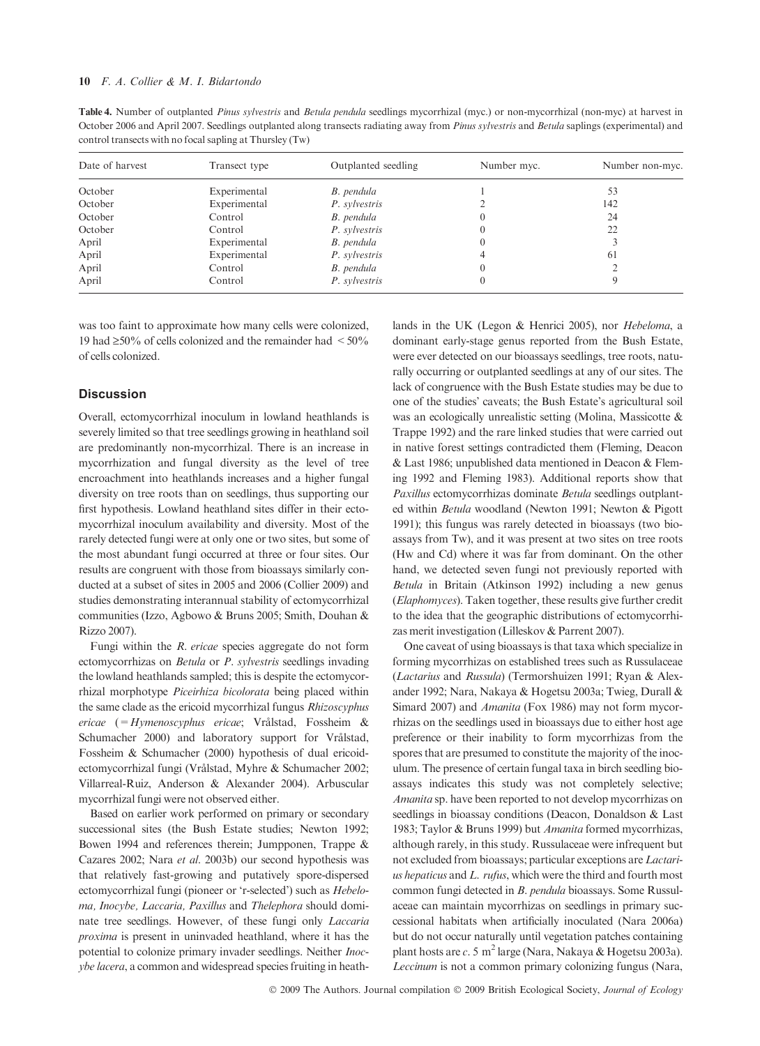**Table 4.** Number of outplanted *Pinus sylvestris* and *Betula pendula* seedlings mycorrhizal (myc.) or non-mycorrhizal (non-myc) at harvest in October 2006 and April 2007. Seedlings outplanted along transects radiating away from *Pinus sylvestris* and *Betula* saplings (experimental) and control transects with no focal sapling at Thursley (Tw)

| Date of harvest | Transect type | Outplanted seedling | Number myc. | Number non-myc. |
|---|---|---|---|---|
| October | Experimental | *B. pendula* | 1 | 53 |
| October | Experimental | *P. sylvestris* | 2 | 142 |
| October | Control | *B. pendula* | 0 | 24 |
| October | Control | *P. sylvestris* | 0 | 22 |
| April | Experimental | *B. pendula* | 0 | 3 |
| April | Experimental | *P. sylvestris* | 4 | 61 |
| April | Control | *B. pendula* | 0 | 2 |
| April | Control | *P. sylvestris* | 0 | 9 |

was too faint to approximate how many cells were colonized, 19 had ≥50% of cells colonized and the remainder had < 50% of cells colonized.

## Discussion

Overall, ectomycorrhizal inoculum in lowland heathlands is severely limited so that tree seedlings growing in heathland soil are predominantly non-mycorrhizal. There is an increase in mycorrhization and fungal diversity as the level of tree encroachment into heathlands increases and a higher fungal diversity on tree roots than on seedlings, thus supporting our first hypothesis. Lowland heathland sites differ in their ectomycorrhizal inoculum availability and diversity. Most of the rarely detected fungi were at only one or two sites, but some of the most abundant fungi occurred at three or four sites. Our results are congruent with those from bioassays similarly conducted at a subset of sites in 2005 and 2006 (Collier 2009) and studies demonstrating interannual stability of ectomycorrhizal communities (Izzo, Agbowo & Bruns 2005; Smith, Douhan & Rizzo 2007).

Fungi within the *R. ericae* species aggregate do not form ectomycorrhizas on *Betula* or *P. sylvestris* seedlings invading the lowland heathlands sampled; this is despite the ectomycorrhizal morphotype *Piceirhiza bicolorata* being placed within the same clade as the ericoid mycorrhizal fungus *Rhizoscyphus ericae* (= *Hymenoscyphus ericae*; Vrålstad, Fossheim & Schumacher 2000) and laboratory support for Vrålstad, Fossheim & Schumacher (2000) hypothesis of dual ericoid-ectomycorrhizal fungi (Vrålstad, Myhre & Schumacher 2002; Villarreal-Ruiz, Anderson & Alexander 2004). Arbuscular mycorrhizal fungi were not observed either.

Based on earlier work performed on primary or secondary successional sites (the Bush Estate studies; Newton 1992; Bowen 1994 and references therein; Jumpponen, Trappe & Cazares 2002; Nara *et al.* 2003b) our second hypothesis was that relatively fast-growing and putatively spore-dispersed ectomycorrhizal fungi (pioneer or 'r-selected') such as *Hebeloma, Inocybe, Laccaria, Paxillus* and *Thelephora* should dominate tree seedlings. However, of these fungi only *Laccaria proxima* is present in uninvaded heathland, where it has the potential to colonize primary invader seedlings. Neither *Inocybe lacera*, a common and widespread species fruiting in heathlands in the UK (Legon & Henrici 2005), nor *Hebeloma*, a dominant early-stage genus reported from the Bush Estate, were ever detected on our bioassays seedlings, tree roots, naturally occurring or outplanted seedlings at any of our sites. The lack of congruence with the Bush Estate studies may be due to one of the studies' caveats; the Bush Estate's agricultural soil was an ecologically unrealistic setting (Molina, Massicotte & Trappe 1992) and the rare linked studies that were carried out in native forest settings contradicted them (Fleming, Deacon & Last 1986; unpublished data mentioned in Deacon & Fleming 1992 and Fleming 1983). Additional reports show that *Paxillus* ectomycorrhizas dominate *Betula* seedlings outplanted within *Betula* woodland (Newton 1991; Newton & Pigott 1991); this fungus was rarely detected in bioassays (two bioassays from Tw), and it was present at two sites on tree roots (Hw and Cd) where it was far from dominant. On the other hand, we detected seven fungi not previously reported with *Betula* in Britain (Atkinson 1992) including a new genus (*Elaphomyces*). Taken together, these results give further credit to the idea that the geographic distributions of ectomycorrhizas merit investigation (Lilleskov & Parrent 2007).

One caveat of using bioassays is that taxa which specialize in forming mycorrhizas on established trees such as Russulaceae (*Lactarius* and *Russula*) (Termorshuizen 1991; Ryan & Alexander 1992; Nara, Nakaya & Hogetsu 2003a; Twieg, Durall & Simard 2007) and *Amanita* (Fox 1986) may not form mycorrhizas on the seedlings used in bioassays due to either host age preference or their inability to form mycorrhizas from the spores that are presumed to constitute the majority of the inoculum. The presence of certain fungal taxa in birch seedling bioassays indicates this study was not completely selective; *Amanita* sp. have been reported to not develop mycorrhizas on seedlings in bioassay conditions (Deacon, Donaldson & Last 1983; Taylor & Bruns 1999) but *Amanita* formed mycorrhizas, although rarely, in this study. Russulaceae were infrequent but not excluded from bioassays; particular exceptions are *Lactarius hepaticus* and *L. rufus*, which were the third and fourth most common fungi detected in *B. pendula* bioassays. Some Russulaceae can maintain mycorrhizas on seedlings in primary successional habitats when artificially inoculated (Nara 2006a) but do not occur naturally until vegetation patches containing plant hosts are *c*. 5 m$^2$ large (Nara, Nakaya & Hogetsu 2003a). *Leccinum* is not a common primary colonizing fungus (Nara,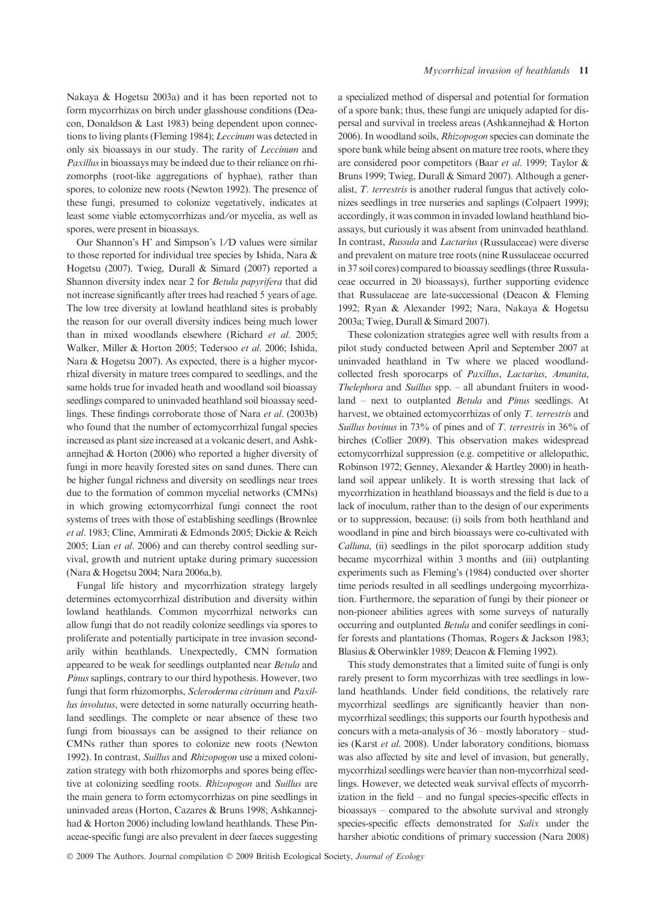Nakaya & Hogetsu 2003a) and it has been reported not to form mycorrhizas on birch under glasshouse conditions (Deacon, Donaldson & Last 1983) being dependent upon connections to living plants (Fleming 1984); *Leccinum* was detected in only six bioassays in our study. The rarity of *Leccinum* and *Paxillus* in bioassays may be indeed due to their reliance on rhizomorphs (root-like aggregations of hyphae), rather than spores, to colonize new roots (Newton 1992). The presence of these fungi, presumed to colonize vegetatively, indicates at least some viable ectomycorrhizas and/or mycelia, as well as spores, were present in bioassays.

Our Shannon's H' and Simpson's 1/D values were similar to those reported for individual tree species by Ishida, Nara & Hogetsu (2007). Twieg, Durall & Simard (2007) reported a Shannon diversity index near 2 for *Betula papyrifera* that did not increase significantly after trees had reached 5 years of age. The low tree diversity at lowland heathland sites is probably the reason for our overall diversity indices being much lower than in mixed woodlands elsewhere (Richard *et al.* 2005; Walker, Miller & Horton 2005; Tedersoo *et al*. 2006; Ishida, Nara & Hogetsu 2007). As expected, there is a higher mycorrhizal diversity in mature trees compared to seedlings, and the same holds true for invaded heath and woodland soil bioassay seedlings compared to uninvaded heathland soil bioassay seedlings. These findings corroborate those of Nara *et al*. (2003b) who found that the number of ectomycorrhizal fungal species increased as plant size increased at a volcanic desert, and Ashkannejhad & Horton (2006) who reported a higher diversity of fungi in more heavily forested sites on sand dunes. There can be higher fungal richness and diversity on seedlings near trees due to the formation of common mycelial networks (CMNs) in which growing ectomycorrhizal fungi connect the root systems of trees with those of establishing seedlings (Brownlee *et al*. 1983; Cline, Ammirati & Edmonds 2005; Dickie & Reich 2005; Lian *et al*. 2006) and can thereby control seedling survival, growth and nutrient uptake during primary succession (Nara & Hogetsu 2004; Nara 2006a,b).

Fungal life history and mycorrhization strategy largely determines ectomycorrhizal distribution and diversity within lowland heathlands. Common mycorrhizal networks can allow fungi that do not readily colonize seedlings via spores to proliferate and potentially participate in tree invasion secondarily within heathlands. Unexpectedly, CMN formation appeared to be weak for seedlings outplanted near *Betula* and *Pinus* saplings, contrary to our third hypothesis. However, two fungi that form rhizomorphs, *Scleroderma citrinum* and *Paxillus involutus*, were detected in some naturally occurring heathland seedlings. The complete or near absence of these two fungi from bioassays can be assigned to their reliance on CMNs rather than spores to colonize new roots (Newton 1992). In contrast, *Suillus* and *Rhizopogon* use a mixed colonization strategy with both rhizomorphs and spores being effective at colonizing seedling roots. *Rhizopogon* and *Suillus* are the main genera to form ectomycorrhizas on pine seedlings in uninvaded areas (Horton, Cazares & Bruns 1998; Ashkannejhad & Horton 2006) including lowland heathlands. These Pinaceae-specific fungi are also prevalent in deer faeces suggesting a specialized method of dispersal and potential for formation of a spore bank; thus, these fungi are uniquely adapted for dispersal and survival in treeless areas (Ashkannejhad & Horton 2006). In woodland soils, *Rhizopogon* species can dominate the spore bank while being absent on mature tree roots, where they are considered poor competitors (Baar *et al*. 1999; Taylor & Bruns 1999; Twieg, Durall & Simard 2007). Although a generalist, *T. terrestris* is another ruderal fungus that actively colonizes seedlings in tree nurseries and saplings (Colpaert 1999); accordingly, it was common in invaded lowland heathland bioassays, but curiously it was absent from uninvaded heathland. In contrast, *Russula* and *Lactarius* (Russulaceae) were diverse and prevalent on mature tree roots (nine Russulaceae occurred in 37 soil cores) compared to bioassay seedlings (three Russulaceae occurred in 20 bioassays), further supporting evidence that Russulaceae are late-successional (Deacon & Fleming 1992; Ryan & Alexander 1992; Nara, Nakaya & Hogetsu 2003a; Twieg, Durall & Simard 2007).

These colonization strategies agree well with results from a pilot study conducted between April and September 2007 at uninvaded heathland in Tw where we placed woodland-collected fresh sporocarps of *Paxillus*, *Lactarius*, *Amanita*, *Thelephora* and *Suillus* spp. – all abundant fruiters in woodland – next to outplanted *Betula* and *Pinus* seedlings. At harvest, we obtained ectomycorrhizas of only *T. terrestris* and *Suillus bovinus* in 73% of pines and of *T. terrestris* in 36% of birches (Collier 2009). This observation makes widespread ectomycorrhizal suppression (e.g. competitive or allelopathic, Robinson 1972; Genney, Alexander & Hartley 2000) in heathland soil appear unlikely. It is worth stressing that lack of mycorrhization in heathland bioassays and the field is due to a lack of inoculum, rather than to the design of our experiments or to suppression, because: (i) soils from both heathland and woodland in pine and birch bioassays were co-cultivated with *Calluna*, (ii) seedlings in the pilot sporocarp addition study became mycorrhizal within 3 months and (iii) outplanting experiments such as Fleming's (1984) conducted over shorter time periods resulted in all seedlings undergoing mycorrhization. Furthermore, the separation of fungi by their pioneer or non-pioneer abilities agrees with some surveys of naturally occurring and outplanted *Betula* and conifer seedlings in conifer forests and plantations (Thomas, Rogers & Jackson 1983; Blasius & Oberwinkler 1989; Deacon & Fleming 1992).

This study demonstrates that a limited suite of fungi is only rarely present to form mycorrhizas with tree seedlings in lowland heathlands. Under field conditions, the relatively rare mycorrhizal seedlings are significantly heavier than non-mycorrhizal seedlings; this supports our fourth hypothesis and concurs with a meta-analysis of 36 – mostly laboratory – studies (Karst *et al*. 2008). Under laboratory conditions, biomass was also affected by site and level of invasion, but generally, mycorrhizal seedlings were heavier than non-mycorrhizal seedlings. However, we detected weak survival effects of mycorrhization in the field – and no fungal species-specific effects in bioassays – compared to the absolute survival and strongly species-specific effects demonstrated for *Salix* under the harsher abiotic conditions of primary succession (Nara 2008)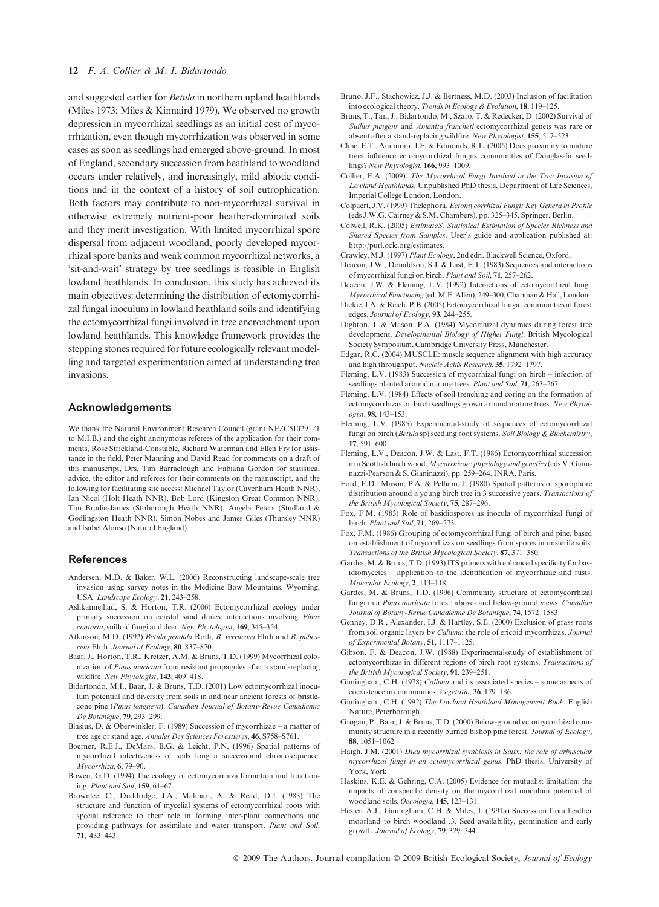and suggested earlier for *Betula* in northern upland heathlands (Miles 1973; Miles & Kinnaird 1979). We observed no growth depression in mycorrhizal seedlings as an initial cost of mycorrhization, even though mycorrhization was observed in some cases as soon as seedlings had emerged above-ground. In most of England, secondary succession from heathland to woodland occurs under relatively, and increasingly, mild abiotic conditions and in the context of a history of soil eutrophication. Both factors may contribute to non-mycorrhizal survival in otherwise extremely nutrient-poor heather-dominated soils and they merit investigation. With limited mycorrhizal spore dispersal from adjacent woodland, poorly developed mycorrhizal spore banks and weak common mycorrhizal networks, a 'sit-and-wait' strategy by tree seedlings is feasible in English lowland heathlands. In conclusion, this study has achieved its main objectives: determining the distribution of ectomycorrhizal fungal inoculum in lowland heathland soils and identifying the ectomycorrhizal fungi involved in tree encroachment upon lowland heathlands. This knowledge framework provides the stepping stones required for future ecologically relevant modelling and targeted experimentation aimed at understanding tree invasions.

## Acknowledgements

We thank the Natural Environment Research Council (grant NE/C510291/1 to M.I.B.) and the eight anonymous referees of the application for their comments, Rose Strickland-Constable, Richard Waterman and Ellen Fry for assistance in the field, Peter Manning and David Read for comments on a draft of this manuscript, Drs. Tim Barraclough and Fabiana Gordon for statistical advice, the editor and referees for their comments on the manuscript, and the following for facilitating site access: Michael Taylor (Cavenham Heath NNR), Ian Nicol (Holt Heath NNR), Bob Lord (Kingston Great Common NNR), Tim Brodie-James (Stoborough Heath NNR), Angela Peters (Studland & Godlingston Heath NNR), Simon Nobes and James Giles (Thursley NNR) and Isabel Alonso (Natural England).

## References

Andersen, M.D. & Baker, W.L. (2006) Reconstructing landscape-scale tree invasion using survey notes in the Medicine Bow Mountains, Wyoming, USA. *Landscape Ecology*, **21**, 243–258.

Ashkannejhad, S. & Horton, T.R. (2006) Ectomycorrhizal ecology under primary succession on coastal sand dunes: interactions involving *Pinus contorta*, suilloid fungi and deer. *New Phytologist*, **169**, 345–354.

Atkinson, M.D. (1992) *Betula pendula* Roth, *B. verrucosa* Ehrh and *B. pubescens* Ehrh. *Journal of Ecology*, **80**, 837–870.

Baar, J., Horton, T.R., Kretzer, A.M. & Bruns, T.D. (1999) Mycorrhizal colonization of *Pinus muricata* from resistant propagules after a stand-replacing wildfire. *New Phytologist*, **143**, 409–418.

Bidartondo, M.I., Baar, J. & Bruns, T.D. (2001) Low ectomycorrhizal inoculum potential and diversity from soils in and near ancient forests of bristlecone pine (*Pinus longaeva*). *Canadian Journal of Botany-Revue Canadienne De Botanique*, **79**, 293–299.

Blasius, D. & Oberwinkler, F. (1989) Succession of mycorrhizae – a matter of tree age or stand age. *Annales Des Sciences Forestieres*, **46**, S758–S761.

Boerner, R.E.J., DeMars, B.G. & Leicht, P.N. (1996) Spatial patterns of mycorrhizal infectiveness of soils long a successional chronosequence. *Mycorrhiza*, **6**, 79–90.

Bowen, G.D. (1994) The ecology of ectomycorrhiza formation and functioning. *Plant and Soil*, **159**, 61–67.

Brownlee, C., Duddridge, J.A., Malibari, A. & Read, D.J. (1983) The structure and function of mycelial systems of ectomycorrhizal roots with special reference to their role in forming inter-plant connections and providing pathways for assimilate and water transport. *Plant and Soil*, **71**, 433–443.

Bruno, J.F., Stachowicz, J.J. & Bertness, M.D. (2003) Inclusion of facilitation into ecological theory. *Trends in Ecology & Evolution*, **18**, 119–125.

Bruns, T., Tan, J., Bidartondo, M., Szaro, T. & Redecker, D. (2002) Survival of *Suillus pungens* and *Amanita francheti* ectomycorrhizal genets was rare or absent after a stand-replacing wildfire. *New Phytologist*, **155**, 517–523.

Cline, E.T., Ammirati, J.F. & Edmonds, R.L. (2005) Does proximity to mature trees influence ectomycorrhizal fungus communities of Douglas-fir seedlings? *New Phytologist*, **166**, 993–1009.

Collier, F.A. (2009). *The Mycorrhizal Fungi Involved in the Tree Invasion of Lowland Heathlands*. Unpublished PhD thesis, Department of Life Sciences, Imperial College London, London.

Colpaert, J.V. (1999) Thelephora. *Ectomycorrhizal Fungi: Key Genera in Profile* (eds J.W.G. Cairney & S.M. Chambers), pp. 325–345, Springer, Berlin.

Colwell, R.K. (2005) *EstimateS: Statistical Estimation of Species Richness and Shared Species from Samples*. User's guide and application published at: http://purl.oclc.org/estimates.

Crawley, M.J. (1997) *Plant Ecology*, 2nd edn. Blackwell Science, Oxford.

Deacon, J.W., Donaldson, S.J. & Last, F.T. (1983) Sequences and interactions of mycorrhizal fungi on birch. *Plant and Soil*, **71**, 257–262.

Deacon, J.W. & Fleming, L.V. (1992) Interactions of ectomycorrhizal fungi. *Mycorrhizal Functioning* (ed. M.F. Allen), 249–300, Chapman & Hall, London.

Dickie, I.A. & Reich, P.B. (2005) Ectomycorrhizal fungal communities at forest edges. *Journal of Ecology*, **93**, 244–255.

Dighton, J. & Mason, P.A. (1984) Mycorrhizal dynamics during forest tree development. *Developmental Biology of Higher Fungi*. British Mycological Society Symposium. Cambridge University Press, Manchester.

Edgar, R.C. (2004) MUSCLE: muscle sequence alignment with high accuracy and high throughput. *Nucleic Acids Research*, **35**, 1792–1797.

Fleming, L.V. (1983) Succession of mycorrhizal fungi on birch – infection of seedlings planted around mature trees. *Plant and Soil*, **71**, 263–267.

Fleming, L.V. (1984) Effects of soil trenching and coring on the formation of ectomycorrhizas on birch seedlings grown around mature trees. *New Phytologist*, **98**, 143–153.

Fleming, L.V. (1985) Experimental-study of sequences of ectomycorrhizal fungi on birch (*Betula* sp) seedling root systems. *Soil Biology & Biochemistry*, **17**, 591–600.

Fleming, L.V., Deacon, J.W. & Last, F.T. (1986) Ectomycorrhizal succession in a Scottish birch wood. *Mycorrhizae: physiology and genetics* (eds V. Gianinazzi-Pearson & S. Gianinazzi), pp. 259–264. INRA, Paris.

Ford, E.D., Mason, P.A. & Pelham, J. (1980) Spatial patterns of sporophore distribution around a young birch tree in 3 successive years. *Transactions of the British Mycological Society*, **75**, 287–296.

Fox, F.M. (1983) Role of basidiospores as inocula of mycorrhizal fungi of birch. *Plant and Soil*, **71**, 269–273.

Fox, F.M. (1986) Grouping of ectomycorrhizal fungi of birch and pine, based on establishment of mycorrhizas on seedlings from spores in unsterile soils. *Transactions of the British Mycological Society*, **87**, 371–380.

Gardes, M. & Bruns, T.D. (1993) ITS primers with enhanced specificity for basidiomycetes – application to the identification of mycorrhizae and rusts. *Molecular Ecology*, **2**, 113–118.

Gardes, M. & Bruns, T.D. (1996) Community structure of ectomycorrhizal fungi in a *Pinus muricata* forest: above- and below-ground views. *Canadian Journal of Botany-Revue Canadienne De Botanique*, **74**, 1572–1583.

Genney, D.R., Alexander, I.J. & Hartley, S.E. (2000) Exclusion of grass roots from soil organic layers by *Calluna*: the role of ericoid mycorrhizas. *Journal of Experimental Botany*, **51**, 1117–1125.

Gibson, F. & Deacon, J.W. (1988) Experimental-study of establishment of ectomycorrhizas in different regions of birch root systems. *Transactions of the British Mycological Society*, **91**, 239–251.

Gimingham, C.H. (1978) *Calluna* and its associated species – some aspects of coexistence in communities. *Vegetatio*, **36**, 179–186.

Gimingham, C.H. (1992) *The Lowland Heathland Management Book*. English Nature, Peterborough.

Grogan, P., Baar, J. & Bruns, T.D. (2000) Below-ground ectomycorrhizal community structure in a recently burned bishop pine forest. *Journal of Ecology*, **88**, 1051–1062.

Haigh, J.M. (2001) *Dual mycorrhizal symbiosis in Salix: the role of arbuscular mycorrhizal fungi in an ectomycorrhizal genus*. PhD thesis, University of York, York.

Haskins, K.E. & Gehring, C.A. (2005) Evidence for mutualist limitation: the impacts of conspecific density on the mycorrhizal inoculum potential of woodland soils. *Oecologia*, **145**, 123–131.

Hester, A.J., Gimingham, C.H. & Miles, J. (1991a) Succession from heather moorland to birch woodland .3. Seed availability, germination and early growth. *Journal of Ecology*, **79**, 329–344.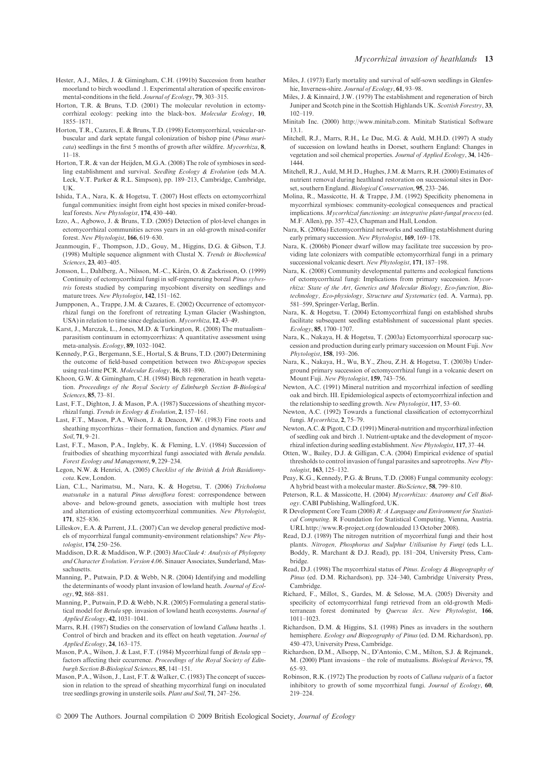Hester, A.J., Miles, J. & Gimingham, C.H. (1991b) Succession from heather moorland to birch woodland .1. Experimental alteration of specific environmental-conditions in the field. *Journal of Ecology*, **79**, 303–315.

Horton, T.R. & Bruns, T.D. (2001) The molecular revolution in ectomycorrhizal ecology: peeking into the black-box. *Molecular Ecology*, **10**, 1855–1871.

Horton, T.R., Cazares, E. & Bruns, T.D. (1998) Ectomycorrhizal, vesicular-arbuscular and dark septate fungal colonization of bishop pine (*Pinus muricata*) seedlings in the first 5 months of growth after wildfire. *Mycorrhiza*, **8**, 11–18.

Horton, T.R. & van der Heijden, M.G.A. (2008) The role of symbioses in seedling establishment and survival. *Seedling Ecology & Evolution* (eds M.A. Leck, V.T. Parker & R.L. Simpson), pp. 189–213, Cambridge, Cambridge, UK.

Ishida, T.A., Nara, K. & Hogetsu, T. (2007) Host effects on ectomycorrhizal fungal communities: insight from eight host species in mixed conifer-broadleaf forests. *New Phytologist*, **174**, 430–440.

Izzo, A., Agbowo, J. & Bruns, T.D. (2005) Detection of plot-level changes in ectomycorrhizal communities across years in an old-growth mixed-conifer forest. *New Phytologist*, **166**, 619–630.

Jeanmougin, F., Thompson, J.D., Gouy, M., Higgins, D.G. & Gibson, T.J. (1998) Multiple sequence alignment with Clustal X. *Trends in Biochemical Sciences*, **23**, 403–405.

Jonsson, L., Dahlberg, A., Nilsson, M.-C., Kårén, O. & Zackrisson, O. (1999) Continuity of ectomycorrhizal fungi in self-regenerating boreal *Pinus sylvestris* forests studied by comparing mycobiont diversity on seedlings and mature trees. *New Phytologist*, **142**, 151–162.

Jumpponen, A., Trappe, J.M. & Cazares, E. (2002) Occurrence of ectomycorrhizal fungi on the forefront of retreating Lyman Glacier (Washington, USA) in relation to time since deglaciation. *Mycorrhiza*, **12**, 43–49.

Karst, J., Marczak, L., Jones, M.D. & Turkington, R. (2008) The mutualism–parasitism continuum in ectomycorrhizas: A quantitative assessment using meta-analysis. *Ecology*, **89**, 1032–1042.

Kennedy, P.G., Bergemann, S.E., Hortal, S. & Bruns, T.D. (2007) Determining the outcome of field-based competition between two *Rhizopogon* species using real-time PCR. *Molecular Ecology*, **16**, 881–890.

Khoon, G.W. & Gimingham, C.H. (1984) Birch regeneration in heath vegetation. *Proceedings of the Royal Society of Edinburgh Section B-Biological Sciences*, **85**, 73–81.

Last, F.T., Dighton, J. & Mason, P.A. (1987) Successions of sheathing mycorrhizal fungi. *Trends in Ecology & Evolution*, **2**, 157–161.

Last, F.T., Mason, P.A., Wilson, J. & Deacon, J.W. (1983) Fine roots and sheathing mycorrhizas – their formation, function and dynamics. *Plant and Soil*, **71**, 9–21.

Last, F.T., Mason, P.A., Ingleby, K. & Fleming, L.V. (1984) Succession of fruitbodies of sheathing mycorrhizal fungi associated with *Betula pendula*. *Forest Ecology and Management*, **9**, 229–234.

Legon, N.W. & Henrici, A. (2005) *Checklist of the British & Irish Basidiomycota*. Kew, London.

Lian, C.L., Narimatsu, M., Nara, K. & Hogetsu, T. (2006) *Tricholoma matsutake* in a natural *Pinus densiflora* forest: correspondence between above- and below-ground genets, association with multiple host trees and alteration of existing ectomycorrhizal communities. *New Phytologist*, **171**, 825–836.

Lilleskov, E.A. & Parrent, J.L. (2007) Can we develop general predictive models of mycorrhizal fungal community-environment relationships? *New Phytologist*, **174**, 250–256.

Maddison, D.R. & Maddison, W.P. (2003) *MacClade 4: Analysis of Phylogeny and Character Evolution. Version 4.06*. Sinauer Associates, Sunderland, Massachusetts.

Manning, P., Putwain, P.D. & Webb, N.R. (2004) Identifying and modelling the determinants of woody plant invasion of lowland heath. *Journal of Ecology*, **92**, 868–881.

Manning, P., Putwain, P.D. & Webb, N.R. (2005) Formulating a general statistical model for *Betula* spp. invasion of lowland heath ecosystems. *Journal of Applied Ecology*, **42**, 1031–1041.

Marrs, R.H. (1987) Studies on the conservation of lowland *Calluna* heaths .1. Control of birch and bracken and its effect on heath vegetation. *Journal of Applied Ecology*, **24**, 163–175.

Mason, P.A., Wilson, J. & Last, F.T. (1984) Mycorrhizal fungi of *Betula* spp – factors affecting their cccurrence. *Proceedings of the Royal Society of Edinburgh Section B-Biological Sciences*, **85**, 141–151.

Mason, P.A., Wilson, J., Last, F.T. & Walker, C. (1983) The concept of succession in relation to the spread of sheathing mycorrhizal fungi on inoculated tree seedlings growing in unsterile soils. *Plant and Soil*, **71**, 247–256.

Miles, J. (1973) Early mortality and survival of self-sown seedlings in Glenfeshie, Inverness-shire. *Journal of Ecology*, **61**, 93–98.

Miles, J. & Kinnaird, J.W. (1979) The establishment and regeneration of birch Juniper and Scotch pine in the Scottish Highlands UK. *Scottish Forestry*, **33**, 102–119.

Minitab Inc. (2000) http://www.minitab.com. Minitab Statistical Software 13.1.

Mitchell, R.J., Marrs, R.H., Le Duc, M.G. & Auld, M.H.D. (1997) A study of succession on lowland heaths in Dorset, southern England: Changes in vegetation and soil chemical properties. *Journal of Applied Ecology*, **34**, 1426–1444.

Mitchell, R.J., Auld, M.H.D., Hughes, J.M. & Marrs, R.H. (2000) Estimates of nutrient removal during heathland restoration on successional sites in Dorset, southern England. *Biological Conservation*, **95**, 233–246.

Molina, R., Massicotte, H. & Trappe, J.M. (1992) Specificity phenomena in mycorrhizal symbioses: community-ecological consequences and practical implications. *Mycorrhizal functioning: an integrative plant-fungal process* (ed. M.F. Allen), pp. 357–423, Chapman and Hall, London.

Nara, K. (2006a) Ectomycorrhizal networks and seedling establishment during early primary succession. *New Phytologist*, **169**, 169–178.

Nara, K. (2006b) Pioneer dwarf willow may facilitate tree succession by providing late colonizers with compatible ectomycorrhizal fungi in a primary successional volcanic desert. *New Phytologist*, **171**, 187–198.

Nara, K. (2008) Community developmental patterns and ecological functions of ectomycorrhizal fungi: Implications from primary succession. *Mycorrhiza: State of the Art, Genetics and Molecular Biology, Eco-function, Biotechnology, Eco-physiology, Structure and Systematics* (ed. A. Varma), pp. 581–599, Springer-Verlag, Berlin.

Nara, K. & Hogetsu, T. (2004) Ectomycorrhizal fungi on established shrubs facilitate subsequent seedling establishment of successional plant species. *Ecology*, **85**, 1700–1707.

Nara, K., Nakaya, H. & Hogetsu, T. (2003a) Ectomycorrhizal sporocarp succession and production during early primary succession on Mount Fuji. *New Phytologist*, **158**, 193–206.

Nara, K., Nakaya, H., Wu, B.Y., Zhou, Z.H. & Hogetsu, T. (2003b) Underground primary succession of ectomycorrhizal fungi in a volcanic desert on Mount Fuji. *New Phytologist*, **159**, 743–756.

Newton, A.C. (1991) Mineral nutrition and mycorrhizal infection of seedling oak and birch. III. Epidemiological aspects of ectomycorrhizal infection and the relationship to seedling growth. *New Phytologist*, **117**, 53–60.

Newton, A.C. (1992) Towards a functional classification of ectomycorrhizal fungi. *Mycorrhiza*, **2**, 75–79.

Newton, A.C. & Pigott, C.D. (1991) Mineral-nutrition and mycorrhizal infection of seedling oak and birch .1. Nutrient-uptake and the development of mycorrhizal infection during seedling establishment. *New Phytologist*, **117**, 37–44.

Otten, W., Bailey, D.J. & Gilligan, C.A. (2004) Empirical evidence of spatial thresholds to control invasion of fungal parasites and saprotrophs. *New Phytologist*, **163**, 125–132.

Peay, K.G., Kennedy, P.G. & Bruns, T.D. (2008) Fungal community ecology: A hybrid beast with a molecular master. *BioScience*, **58**, 799–810.

Peterson, R.L. & Massicotte, H. (2004) *Mycorrhizas: Anatomy and Cell Biology*. CABI Publishing, Wallingford, UK.

R Development Core Team (2008) *R: A Language and Environment for Statistical Computing*. R Foundation for Statistical Computing, Vienna, Austria. URL http://www.R-project.org (downloaded 13 October 2008).

Read, D.J. (1989) The nitrogen nutrition of mycorrhizal fungi and their host plants. *Nitrogen, Phosphorus and Sulphur Utilisation by Fungi* (eds L.L. Boddy, R. Marchant & D.J. Read), pp. 181–204, University Press, Cambridge.

Read, D.J. (1998) The mycorrhizal status of *Pinus*. *Ecology & Biogeography of Pinus* (ed. D.M. Richardson), pp. 324–340, Cambridge University Press, Cambridge.

Richard, F., Millot, S., Gardes, M. & Selosse, M.A. (2005) Diversity and specificity of ectomycorrhizal fungi retrieved from an old-growth Mediterranean forest dominated by *Quercus ilex*. *New Phytologist*, **166**, 1011–1023.

Richardson, D.M. & Higgins, S.I. (1998) Pines as invaders in the southern hemisphere. *Ecology and Biogeography of Pinus* (ed. D.M. Richardson), pp. 450–473, University Press, Cambridge.

Richardson, D.M., Allsopp, N., D'Antonio, C.M., Milton, S.J. & Rejmanek, M. (2000) Plant invasions – the role of mutualisms. *Biological Reviews*, **75**, 65–93.

Robinson, R.K. (1972) The production by roots of *Calluna vulgaris* of a factor inhibitory to growth of some mycorrhizal fungi. *Journal of Ecology*, **60**, 219–224.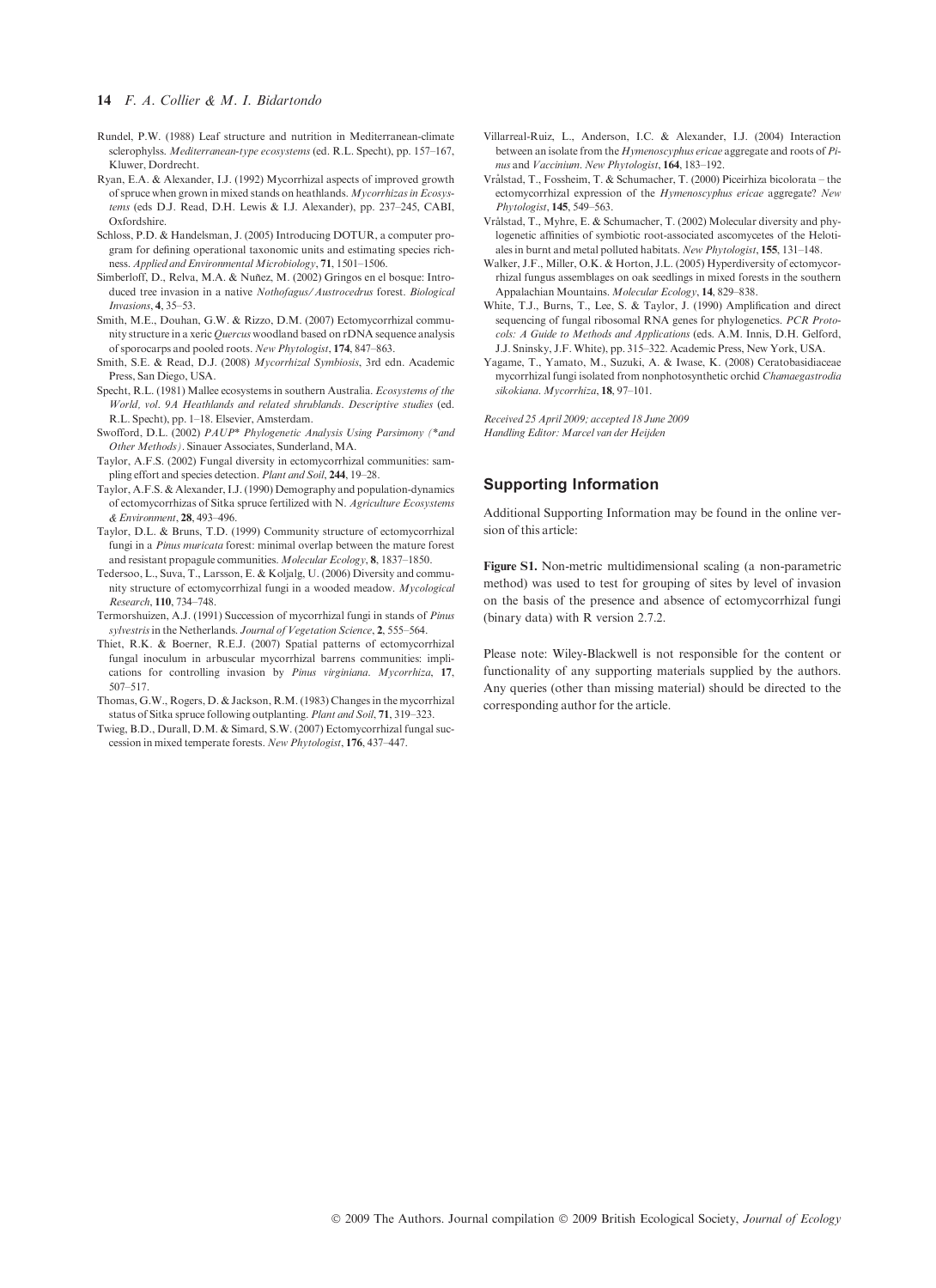Rundel, P.W. (1988) Leaf structure and nutrition in Mediterranean-climate sclerophylss. *Mediterranean-type ecosystems* (ed. R.L. Specht), pp. 157–167, Kluwer, Dordrecht.

Ryan, E.A. & Alexander, I.J. (1992) Mycorrhizal aspects of improved growth of spruce when grown in mixed stands on heathlands. *Mycorrhizas in Ecosystems* (eds D.J. Read, D.H. Lewis & I.J. Alexander), pp. 237–245, CABI, Oxfordshire.

Schloss, P.D. & Handelsman, J. (2005) Introducing DOTUR, a computer program for defining operational taxonomic units and estimating species richness. *Applied and Environmental Microbiology*, **71**, 1501–1506.

Simberloff, D., Relva, M.A. & Nuñez, M. (2002) Gringos en el bosque: Introduced tree invasion in a native *Nothofagus/Austrocedrus* forest. *Biological Invasions*, **4**, 35–53.

Smith, M.E., Douhan, G.W. & Rizzo, D.M. (2007) Ectomycorrhizal community structure in a xeric *Quercus* woodland based on rDNA sequence analysis of sporocarps and pooled roots. *New Phytologist*, **174**, 847–863.

Smith, S.E. & Read, D.J. (2008) *Mycorrhizal Symbiosis*, 3rd edn. Academic Press, San Diego, USA.

Specht, R.L. (1981) Mallee ecosystems in southern Australia. *Ecosystems of the World, vol. 9A Heathlands and related shrublands. Descriptive studies* (ed. R.L. Specht), pp. 1–18. Elsevier, Amsterdam.

Swofford, D.L. (2002) *PAUP\* Phylogenetic Analysis Using Parsimony (\*and Other Methods)*. Sinauer Associates, Sunderland, MA.

Taylor, A.F.S. (2002) Fungal diversity in ectomycorrhizal communities: sampling effort and species detection. *Plant and Soil*, **244**, 19–28.

Taylor, A.F.S. & Alexander, I.J. (1990) Demography and population-dynamics of ectomycorrhizas of Sitka spruce fertilized with N. *Agriculture Ecosystems & Environment*, **28**, 493–496.

Taylor, D.L. & Bruns, T.D. (1999) Community structure of ectomycorrhizal fungi in a *Pinus muricata* forest: minimal overlap between the mature forest and resistant propagule communities. *Molecular Ecology*, **8**, 1837–1850.

Tedersoo, L., Suva, T., Larsson, E. & Koljalg, U. (2006) Diversity and community structure of ectomycorrhizal fungi in a wooded meadow. *Mycological Research*, **110**, 734–748.

Termorshuizen, A.J. (1991) Succession of mycorrhizal fungi in stands of *Pinus sylvestris* in the Netherlands. *Journal of Vegetation Science*, **2**, 555–564.

Thiet, R.K. & Boerner, R.E.J. (2007) Spatial patterns of ectomycorrhizal fungal inoculum in arbuscular mycorrhizal barrens communities: implications for controlling invasion by *Pinus virginiana*. *Mycorrhiza*, **17**, 507–517.

Thomas, G.W., Rogers, D. & Jackson, R.M. (1983) Changes in the mycorrhizal status of Sitka spruce following outplanting. *Plant and Soil*, **71**, 319–323.

Twieg, B.D., Durall, D.M. & Simard, S.W. (2007) Ectomycorrhizal fungal succession in mixed temperate forests. *New Phytologist*, **176**, 437–447.

Villarreal-Ruiz, L., Anderson, I.C. & Alexander, I.J. (2004) Interaction between an isolate from the *Hymenoscyphus ericae* aggregate and roots of *Pinus* and *Vaccinium*. *New Phytologist*, **164**, 183–192.

Vrålstad, T., Fossheim, T. & Schumacher, T. (2000) Piceirhiza bicolorata – the ectomycorrhizal expression of the *Hymenoscyphus ericae* aggregate? *New Phytologist*, **145**, 549–563.

Vrålstad, T., Myhre, E. & Schumacher, T. (2002) Molecular diversity and phylogenetic affinities of symbiotic root-associated ascomycetes of the Helotiales in burnt and metal polluted habitats. *New Phytologist*, **155**, 131–148.

Walker, J.F., Miller, O.K. & Horton, J.L. (2005) Hyperdiversity of ectomycorrhizal fungus assemblages on oak seedlings in mixed forests in the southern Appalachian Mountains. *Molecular Ecology*, **14**, 829–838.

White, T.J., Burns, T., Lee, S. & Taylor, J. (1990) Amplification and direct sequencing of fungal ribosomal RNA genes for phylogenetics. *PCR Protocols: A Guide to Methods and Applications* (eds. A.M. Innis, D.H. Gelford, J.J. Sninsky, J.F. White), pp. 315–322. Academic Press, New York, USA.

Yagame, T., Yamato, M., Suzuki, A. & Iwase, K. (2008) Ceratobasidiaceae mycorrhizal fungi isolated from nonphotosynthetic orchid *Chamaegastrodia sikokiana*. *Mycorrhiza*, **18**, 97–101.

*Received 25 April 2009; accepted 18 June 2009*
*Handling Editor: Marcel van der Heijden*

## Supporting Information

Additional Supporting Information may be found in the online version of this article:

**Figure S1.** Non-metric multidimensional scaling (a non-parametric method) was used to test for grouping of sites by level of invasion on the basis of the presence and absence of ectomycorrhizal fungi (binary data) with R version 2.7.2.

Please note: Wiley-Blackwell is not responsible for the content or functionality of any supporting materials supplied by the authors. Any queries (other than missing material) should be directed to the corresponding author for the article.